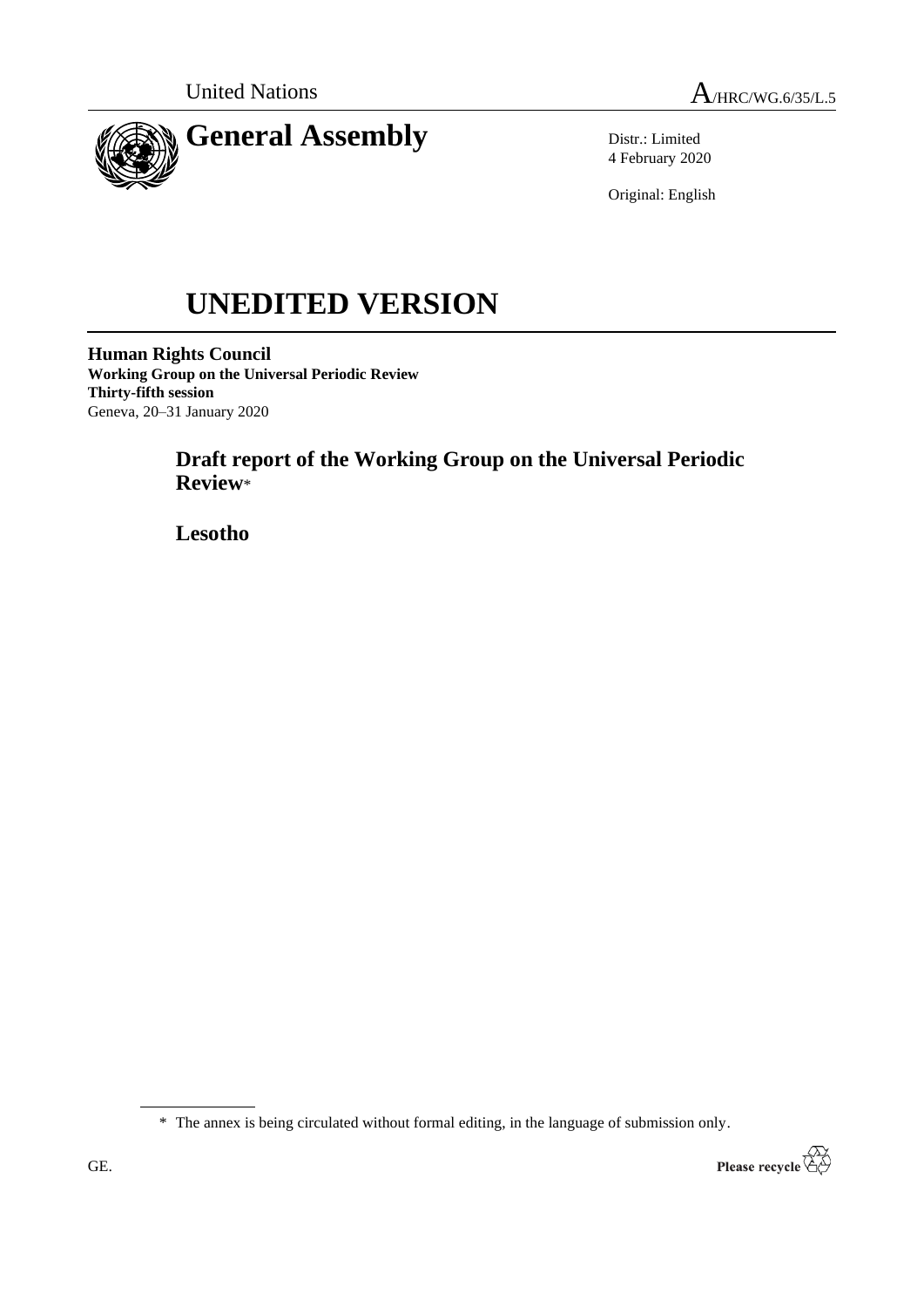United Nations

A/HRC/WG.6/35/L.5

# General Assembly

Distr.: Limited
4 February 2020

Original: English

# UNEDITED VERSION

**Human Rights Council**
**Working Group on the Universal Periodic Review**
**Thirty-fifth session**
Geneva, 20–31 January 2020

## Draft report of the Working Group on the Universal Periodic Review*

## Lesotho

\* The annex is being circulated without formal editing, in the language of submission only.

GE.

Please recycle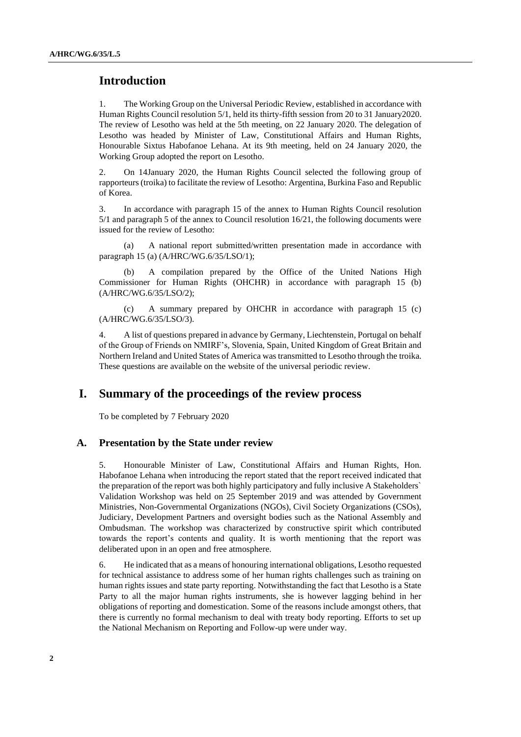# Introduction

1. The Working Group on the Universal Periodic Review, established in accordance with Human Rights Council resolution 5/1, held its thirty-fifth session from 20 to 31 January2020. The review of Lesotho was held at the 5th meeting, on 22 January 2020. The delegation of Lesotho was headed by Minister of Law, Constitutional Affairs and Human Rights, Honourable Sixtus Habofanoe Lehana. At its 9th meeting, held on 24 January 2020, the Working Group adopted the report on Lesotho.

2. On 14January 2020, the Human Rights Council selected the following group of rapporteurs (troika) to facilitate the review of Lesotho: Argentina, Burkina Faso and Republic of Korea.

3. In accordance with paragraph 15 of the annex to Human Rights Council resolution 5/1 and paragraph 5 of the annex to Council resolution 16/21, the following documents were issued for the review of Lesotho:

(a) A national report submitted/written presentation made in accordance with paragraph 15 (a) (A/HRC/WG.6/35/LSO/1);

(b) A compilation prepared by the Office of the United Nations High Commissioner for Human Rights (OHCHR) in accordance with paragraph 15 (b) (A/HRC/WG.6/35/LSO/2);

(c) A summary prepared by OHCHR in accordance with paragraph 15 (c) (A/HRC/WG.6/35/LSO/3).

4. A list of questions prepared in advance by Germany, Liechtenstein, Portugal on behalf of the Group of Friends on NMIRF's, Slovenia, Spain, United Kingdom of Great Britain and Northern Ireland and United States of America was transmitted to Lesotho through the troika. These questions are available on the website of the universal periodic review.

# I. Summary of the proceedings of the review process

To be completed by 7 February 2020

## A. Presentation by the State under review

5. Honourable Minister of Law, Constitutional Affairs and Human Rights, Hon. Habofanoe Lehana when introducing the report stated that the report received indicated that the preparation of the report was both highly participatory and fully inclusive A Stakeholders` Validation Workshop was held on 25 September 2019 and was attended by Government Ministries, Non-Governmental Organizations (NGOs), Civil Society Organizations (CSOs), Judiciary, Development Partners and oversight bodies such as the National Assembly and Ombudsman. The workshop was characterized by constructive spirit which contributed towards the report's contents and quality. It is worth mentioning that the report was deliberated upon in an open and free atmosphere.

6. He indicated that as a means of honouring international obligations, Lesotho requested for technical assistance to address some of her human rights challenges such as training on human rights issues and state party reporting. Notwithstanding the fact that Lesotho is a State Party to all the major human rights instruments, she is however lagging behind in her obligations of reporting and domestication. Some of the reasons include amongst others, that there is currently no formal mechanism to deal with treaty body reporting. Efforts to set up the National Mechanism on Reporting and Follow-up were under way.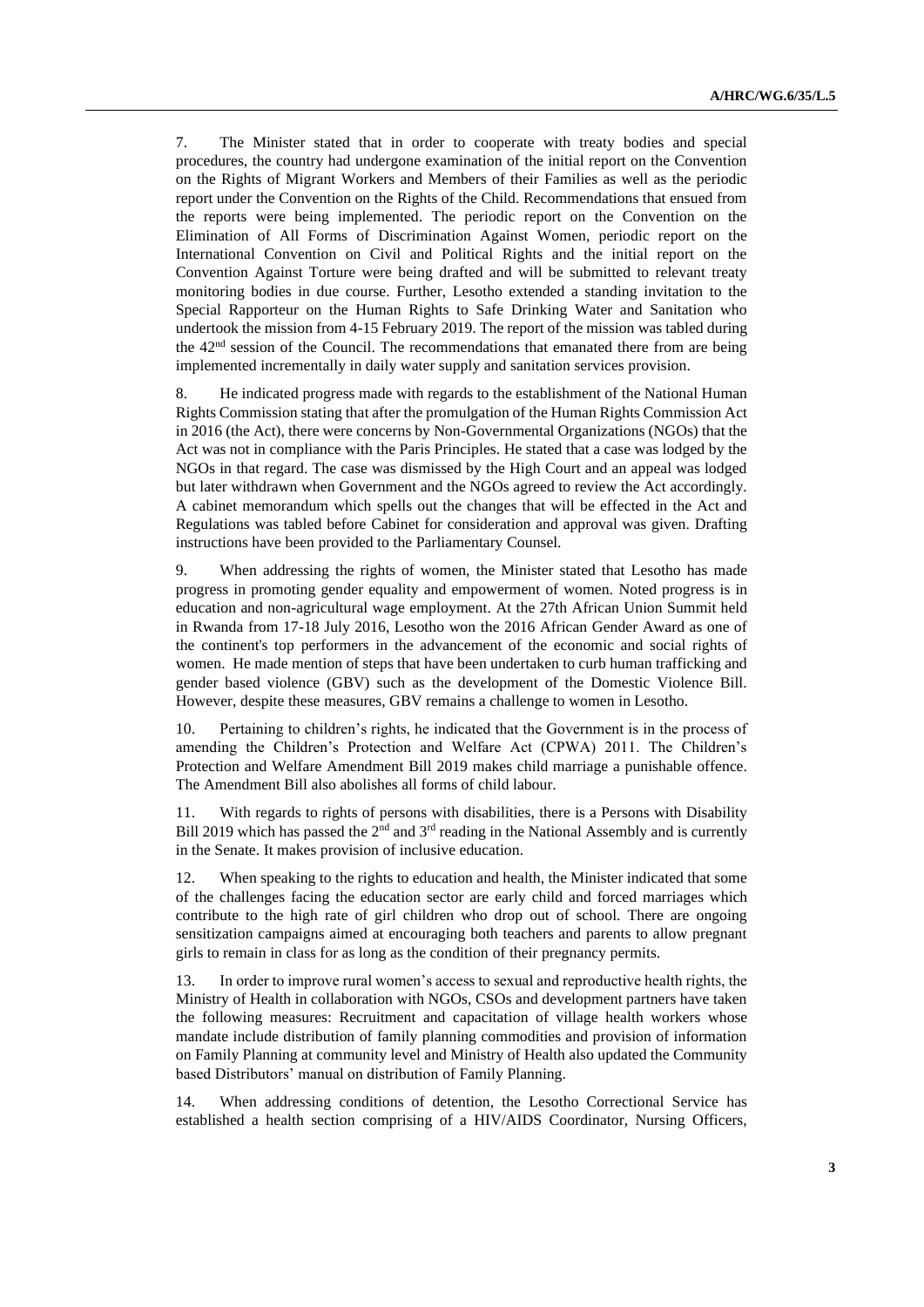7. The Minister stated that in order to cooperate with treaty bodies and special procedures, the country had undergone examination of the initial report on the Convention on the Rights of Migrant Workers and Members of their Families as well as the periodic report under the Convention on the Rights of the Child. Recommendations that ensued from the reports were being implemented. The periodic report on the Convention on the Elimination of All Forms of Discrimination Against Women, periodic report on the International Convention on Civil and Political Rights and the initial report on the Convention Against Torture were being drafted and will be submitted to relevant treaty monitoring bodies in due course. Further, Lesotho extended a standing invitation to the Special Rapporteur on the Human Rights to Safe Drinking Water and Sanitation who undertook the mission from 4-15 February 2019. The report of the mission was tabled during the 42nd session of the Council. The recommendations that emanated there from are being implemented incrementally in daily water supply and sanitation services provision.

8. He indicated progress made with regards to the establishment of the National Human Rights Commission stating that after the promulgation of the Human Rights Commission Act in 2016 (the Act), there were concerns by Non-Governmental Organizations (NGOs) that the Act was not in compliance with the Paris Principles. He stated that a case was lodged by the NGOs in that regard. The case was dismissed by the High Court and an appeal was lodged but later withdrawn when Government and the NGOs agreed to review the Act accordingly. A cabinet memorandum which spells out the changes that will be effected in the Act and Regulations was tabled before Cabinet for consideration and approval was given. Drafting instructions have been provided to the Parliamentary Counsel.

9. When addressing the rights of women, the Minister stated that Lesotho has made progress in promoting gender equality and empowerment of women. Noted progress is in education and non-agricultural wage employment. At the 27th African Union Summit held in Rwanda from 17-18 July 2016, Lesotho won the 2016 African Gender Award as one of the continent's top performers in the advancement of the economic and social rights of women. He made mention of steps that have been undertaken to curb human trafficking and gender based violence (GBV) such as the development of the Domestic Violence Bill. However, despite these measures, GBV remains a challenge to women in Lesotho.

10. Pertaining to children's rights, he indicated that the Government is in the process of amending the Children's Protection and Welfare Act (CPWA) 2011. The Children's Protection and Welfare Amendment Bill 2019 makes child marriage a punishable offence. The Amendment Bill also abolishes all forms of child labour.

11. With regards to rights of persons with disabilities, there is a Persons with Disability Bill 2019 which has passed the 2nd and 3rd reading in the National Assembly and is currently in the Senate. It makes provision of inclusive education.

12. When speaking to the rights to education and health, the Minister indicated that some of the challenges facing the education sector are early child and forced marriages which contribute to the high rate of girl children who drop out of school. There are ongoing sensitization campaigns aimed at encouraging both teachers and parents to allow pregnant girls to remain in class for as long as the condition of their pregnancy permits.

13. In order to improve rural women's access to sexual and reproductive health rights, the Ministry of Health in collaboration with NGOs, CSOs and development partners have taken the following measures: Recruitment and capacitation of village health workers whose mandate include distribution of family planning commodities and provision of information on Family Planning at community level and Ministry of Health also updated the Community based Distributors' manual on distribution of Family Planning.

14. When addressing conditions of detention, the Lesotho Correctional Service has established a health section comprising of a HIV/AIDS Coordinator, Nursing Officers,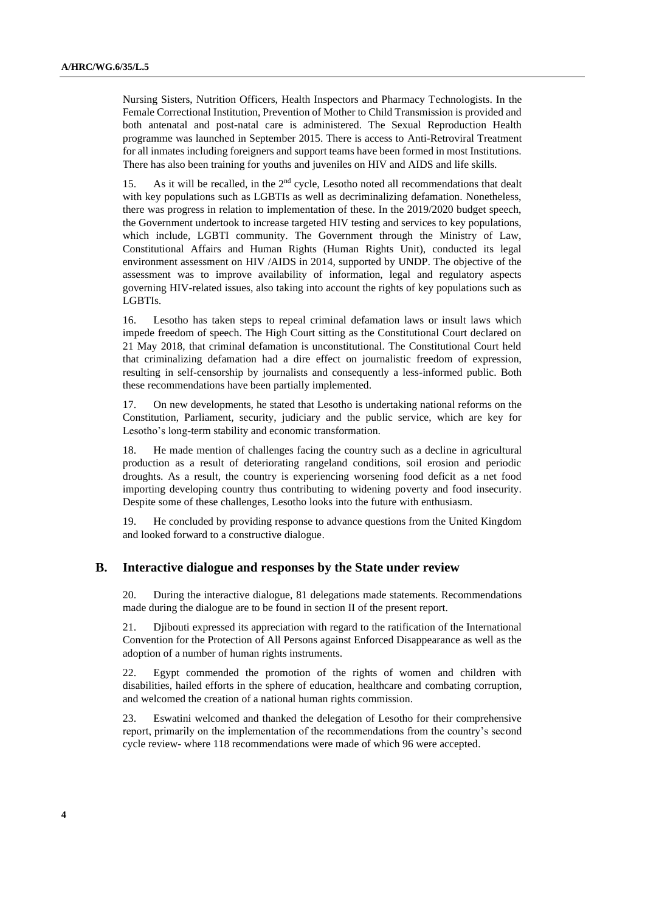Nursing Sisters, Nutrition Officers, Health Inspectors and Pharmacy Technologists. In the Female Correctional Institution, Prevention of Mother to Child Transmission is provided and both antenatal and post-natal care is administered. The Sexual Reproduction Health programme was launched in September 2015. There is access to Anti-Retroviral Treatment for all inmates including foreigners and support teams have been formed in most Institutions. There has also been training for youths and juveniles on HIV and AIDS and life skills.

15. As it will be recalled, in the 2nd cycle, Lesotho noted all recommendations that dealt with key populations such as LGBTIs as well as decriminalizing defamation. Nonetheless, there was progress in relation to implementation of these. In the 2019/2020 budget speech, the Government undertook to increase targeted HIV testing and services to key populations, which include, LGBTI community. The Government through the Ministry of Law, Constitutional Affairs and Human Rights (Human Rights Unit), conducted its legal environment assessment on HIV /AIDS in 2014, supported by UNDP. The objective of the assessment was to improve availability of information, legal and regulatory aspects governing HIV-related issues, also taking into account the rights of key populations such as LGBTIs.

16. Lesotho has taken steps to repeal criminal defamation laws or insult laws which impede freedom of speech. The High Court sitting as the Constitutional Court declared on 21 May 2018, that criminal defamation is unconstitutional. The Constitutional Court held that criminalizing defamation had a dire effect on journalistic freedom of expression, resulting in self-censorship by journalists and consequently a less-informed public. Both these recommendations have been partially implemented.

17. On new developments, he stated that Lesotho is undertaking national reforms on the Constitution, Parliament, security, judiciary and the public service, which are key for Lesotho's long-term stability and economic transformation.

18. He made mention of challenges facing the country such as a decline in agricultural production as a result of deteriorating rangeland conditions, soil erosion and periodic droughts. As a result, the country is experiencing worsening food deficit as a net food importing developing country thus contributing to widening poverty and food insecurity. Despite some of these challenges, Lesotho looks into the future with enthusiasm.

19. He concluded by providing response to advance questions from the United Kingdom and looked forward to a constructive dialogue.

## B. Interactive dialogue and responses by the State under review

20. During the interactive dialogue, 81 delegations made statements. Recommendations made during the dialogue are to be found in section II of the present report.

21. Djibouti expressed its appreciation with regard to the ratification of the International Convention for the Protection of All Persons against Enforced Disappearance as well as the adoption of a number of human rights instruments.

22. Egypt commended the promotion of the rights of women and children with disabilities, hailed efforts in the sphere of education, healthcare and combating corruption, and welcomed the creation of a national human rights commission.

23. Eswatini welcomed and thanked the delegation of Lesotho for their comprehensive report, primarily on the implementation of the recommendations from the country's second cycle review- where 118 recommendations were made of which 96 were accepted.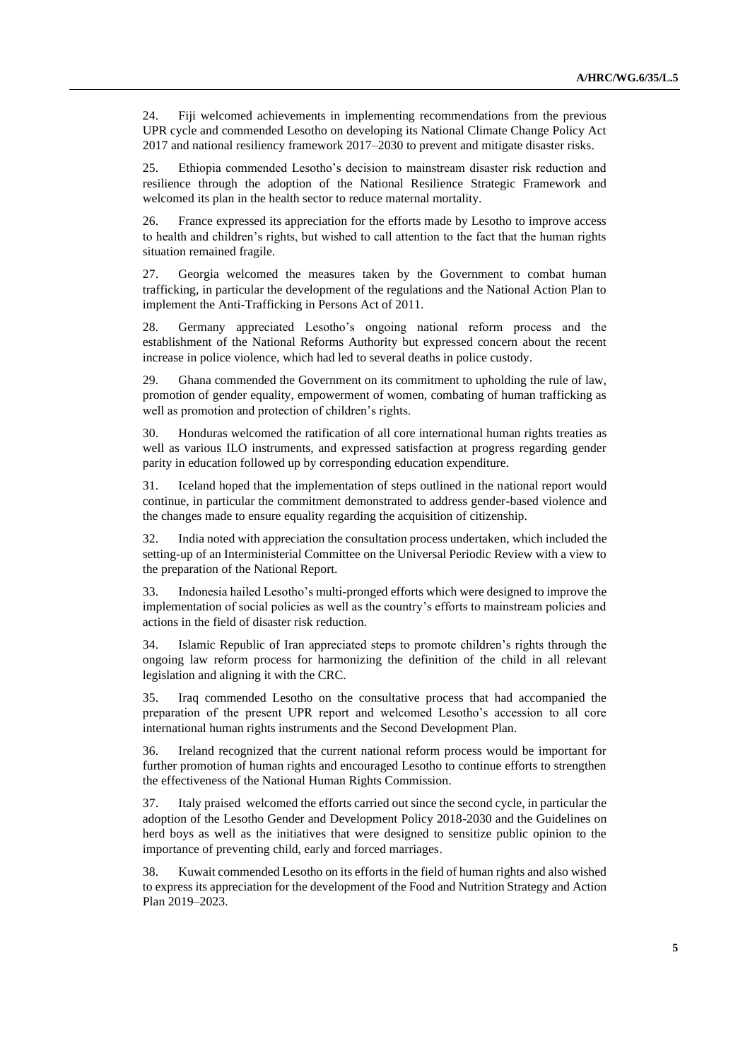24. Fiji welcomed achievements in implementing recommendations from the previous UPR cycle and commended Lesotho on developing its National Climate Change Policy Act 2017 and national resiliency framework 2017–2030 to prevent and mitigate disaster risks.

25. Ethiopia commended Lesotho's decision to mainstream disaster risk reduction and resilience through the adoption of the National Resilience Strategic Framework and welcomed its plan in the health sector to reduce maternal mortality.

26. France expressed its appreciation for the efforts made by Lesotho to improve access to health and children's rights, but wished to call attention to the fact that the human rights situation remained fragile.

27. Georgia welcomed the measures taken by the Government to combat human trafficking, in particular the development of the regulations and the National Action Plan to implement the Anti-Trafficking in Persons Act of 2011.

28. Germany appreciated Lesotho's ongoing national reform process and the establishment of the National Reforms Authority but expressed concern about the recent increase in police violence, which had led to several deaths in police custody.

29. Ghana commended the Government on its commitment to upholding the rule of law, promotion of gender equality, empowerment of women, combating of human trafficking as well as promotion and protection of children's rights.

30. Honduras welcomed the ratification of all core international human rights treaties as well as various ILO instruments, and expressed satisfaction at progress regarding gender parity in education followed up by corresponding education expenditure.

31. Iceland hoped that the implementation of steps outlined in the national report would continue, in particular the commitment demonstrated to address gender-based violence and the changes made to ensure equality regarding the acquisition of citizenship.

32. India noted with appreciation the consultation process undertaken, which included the setting-up of an Interministerial Committee on the Universal Periodic Review with a view to the preparation of the National Report.

33. Indonesia hailed Lesotho's multi-pronged efforts which were designed to improve the implementation of social policies as well as the country's efforts to mainstream policies and actions in the field of disaster risk reduction.

34. Islamic Republic of Iran appreciated steps to promote children's rights through the ongoing law reform process for harmonizing the definition of the child in all relevant legislation and aligning it with the CRC.

35. Iraq commended Lesotho on the consultative process that had accompanied the preparation of the present UPR report and welcomed Lesotho's accession to all core international human rights instruments and the Second Development Plan.

36. Ireland recognized that the current national reform process would be important for further promotion of human rights and encouraged Lesotho to continue efforts to strengthen the effectiveness of the National Human Rights Commission.

37. Italy praised welcomed the efforts carried out since the second cycle, in particular the adoption of the Lesotho Gender and Development Policy 2018-2030 and the Guidelines on herd boys as well as the initiatives that were designed to sensitize public opinion to the importance of preventing child, early and forced marriages.

38. Kuwait commended Lesotho on its efforts in the field of human rights and also wished to express its appreciation for the development of the Food and Nutrition Strategy and Action Plan 2019–2023.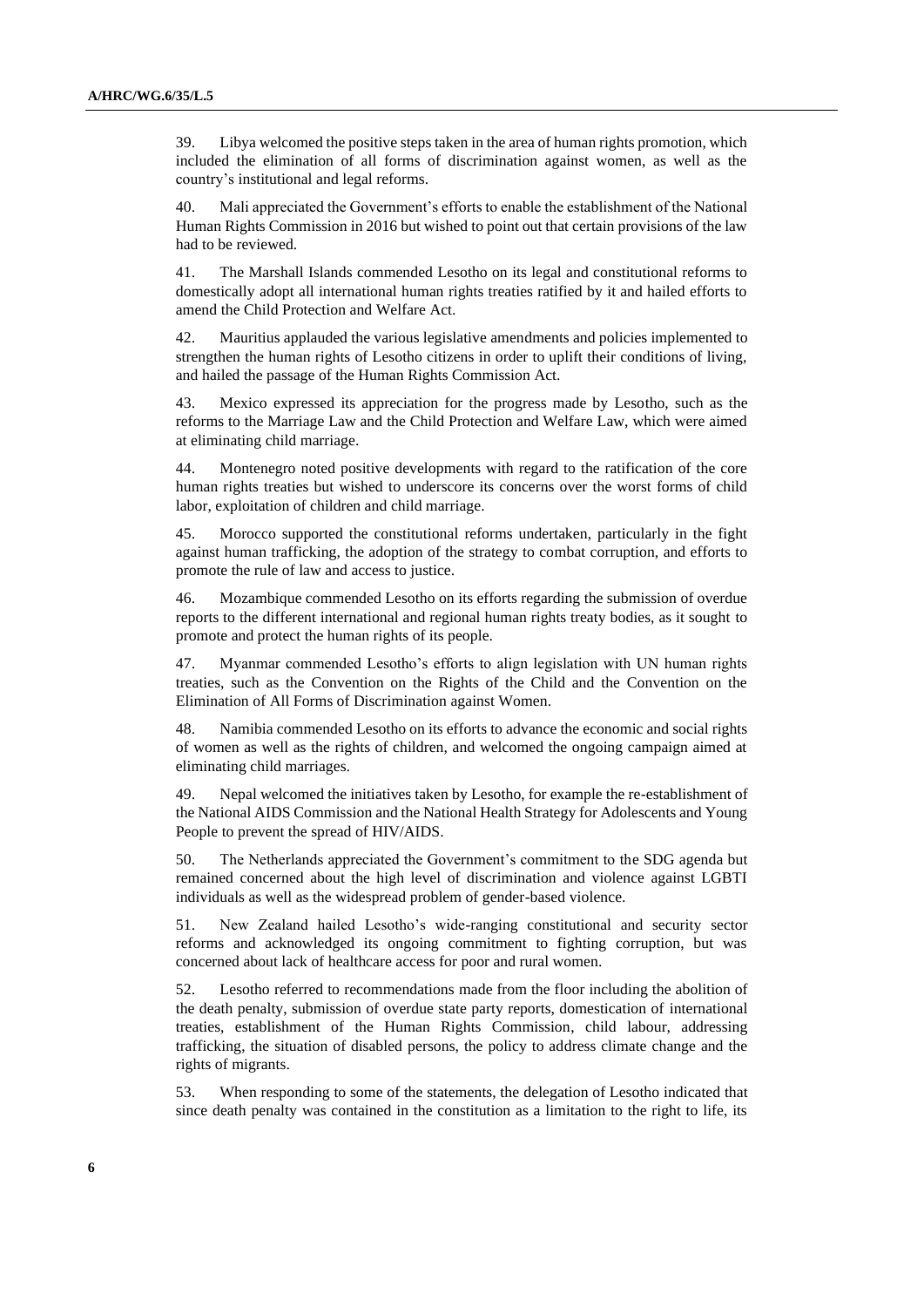39. Libya welcomed the positive steps taken in the area of human rights promotion, which included the elimination of all forms of discrimination against women, as well as the country's institutional and legal reforms.

40. Mali appreciated the Government's efforts to enable the establishment of the National Human Rights Commission in 2016 but wished to point out that certain provisions of the law had to be reviewed.

41. The Marshall Islands commended Lesotho on its legal and constitutional reforms to domestically adopt all international human rights treaties ratified by it and hailed efforts to amend the Child Protection and Welfare Act.

42. Mauritius applauded the various legislative amendments and policies implemented to strengthen the human rights of Lesotho citizens in order to uplift their conditions of living, and hailed the passage of the Human Rights Commission Act.

43. Mexico expressed its appreciation for the progress made by Lesotho, such as the reforms to the Marriage Law and the Child Protection and Welfare Law, which were aimed at eliminating child marriage.

44. Montenegro noted positive developments with regard to the ratification of the core human rights treaties but wished to underscore its concerns over the worst forms of child labor, exploitation of children and child marriage.

45. Morocco supported the constitutional reforms undertaken, particularly in the fight against human trafficking, the adoption of the strategy to combat corruption, and efforts to promote the rule of law and access to justice.

46. Mozambique commended Lesotho on its efforts regarding the submission of overdue reports to the different international and regional human rights treaty bodies, as it sought to promote and protect the human rights of its people.

47. Myanmar commended Lesotho's efforts to align legislation with UN human rights treaties, such as the Convention on the Rights of the Child and the Convention on the Elimination of All Forms of Discrimination against Women.

48. Namibia commended Lesotho on its efforts to advance the economic and social rights of women as well as the rights of children, and welcomed the ongoing campaign aimed at eliminating child marriages.

49. Nepal welcomed the initiatives taken by Lesotho, for example the re-establishment of the National AIDS Commission and the National Health Strategy for Adolescents and Young People to prevent the spread of HIV/AIDS.

50. The Netherlands appreciated the Government's commitment to the SDG agenda but remained concerned about the high level of discrimination and violence against LGBTI individuals as well as the widespread problem of gender-based violence.

51. New Zealand hailed Lesotho's wide-ranging constitutional and security sector reforms and acknowledged its ongoing commitment to fighting corruption, but was concerned about lack of healthcare access for poor and rural women.

52. Lesotho referred to recommendations made from the floor including the abolition of the death penalty, submission of overdue state party reports, domestication of international treaties, establishment of the Human Rights Commission, child labour, addressing trafficking, the situation of disabled persons, the policy to address climate change and the rights of migrants.

53. When responding to some of the statements, the delegation of Lesotho indicated that since death penalty was contained in the constitution as a limitation to the right to life, its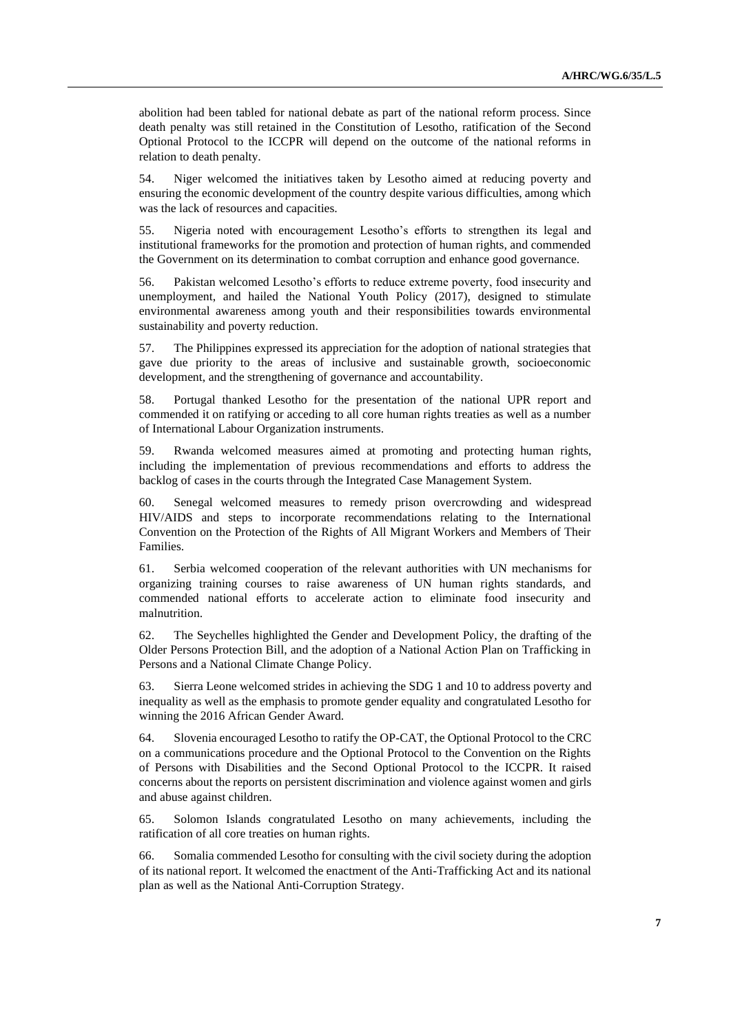abolition had been tabled for national debate as part of the national reform process. Since death penalty was still retained in the Constitution of Lesotho, ratification of the Second Optional Protocol to the ICCPR will depend on the outcome of the national reforms in relation to death penalty.

54. Niger welcomed the initiatives taken by Lesotho aimed at reducing poverty and ensuring the economic development of the country despite various difficulties, among which was the lack of resources and capacities.

55. Nigeria noted with encouragement Lesotho's efforts to strengthen its legal and institutional frameworks for the promotion and protection of human rights, and commended the Government on its determination to combat corruption and enhance good governance.

56. Pakistan welcomed Lesotho's efforts to reduce extreme poverty, food insecurity and unemployment, and hailed the National Youth Policy (2017), designed to stimulate environmental awareness among youth and their responsibilities towards environmental sustainability and poverty reduction.

57. The Philippines expressed its appreciation for the adoption of national strategies that gave due priority to the areas of inclusive and sustainable growth, socioeconomic development, and the strengthening of governance and accountability.

58. Portugal thanked Lesotho for the presentation of the national UPR report and commended it on ratifying or acceding to all core human rights treaties as well as a number of International Labour Organization instruments.

59. Rwanda welcomed measures aimed at promoting and protecting human rights, including the implementation of previous recommendations and efforts to address the backlog of cases in the courts through the Integrated Case Management System.

60. Senegal welcomed measures to remedy prison overcrowding and widespread HIV/AIDS and steps to incorporate recommendations relating to the International Convention on the Protection of the Rights of All Migrant Workers and Members of Their Families.

61. Serbia welcomed cooperation of the relevant authorities with UN mechanisms for organizing training courses to raise awareness of UN human rights standards, and commended national efforts to accelerate action to eliminate food insecurity and malnutrition.

62. The Seychelles highlighted the Gender and Development Policy, the drafting of the Older Persons Protection Bill, and the adoption of a National Action Plan on Trafficking in Persons and a National Climate Change Policy.

63. Sierra Leone welcomed strides in achieving the SDG 1 and 10 to address poverty and inequality as well as the emphasis to promote gender equality and congratulated Lesotho for winning the 2016 African Gender Award.

64. Slovenia encouraged Lesotho to ratify the OP-CAT, the Optional Protocol to the CRC on a communications procedure and the Optional Protocol to the Convention on the Rights of Persons with Disabilities and the Second Optional Protocol to the ICCPR. It raised concerns about the reports on persistent discrimination and violence against women and girls and abuse against children.

65. Solomon Islands congratulated Lesotho on many achievements, including the ratification of all core treaties on human rights.

66. Somalia commended Lesotho for consulting with the civil society during the adoption of its national report. It welcomed the enactment of the Anti-Trafficking Act and its national plan as well as the National Anti-Corruption Strategy.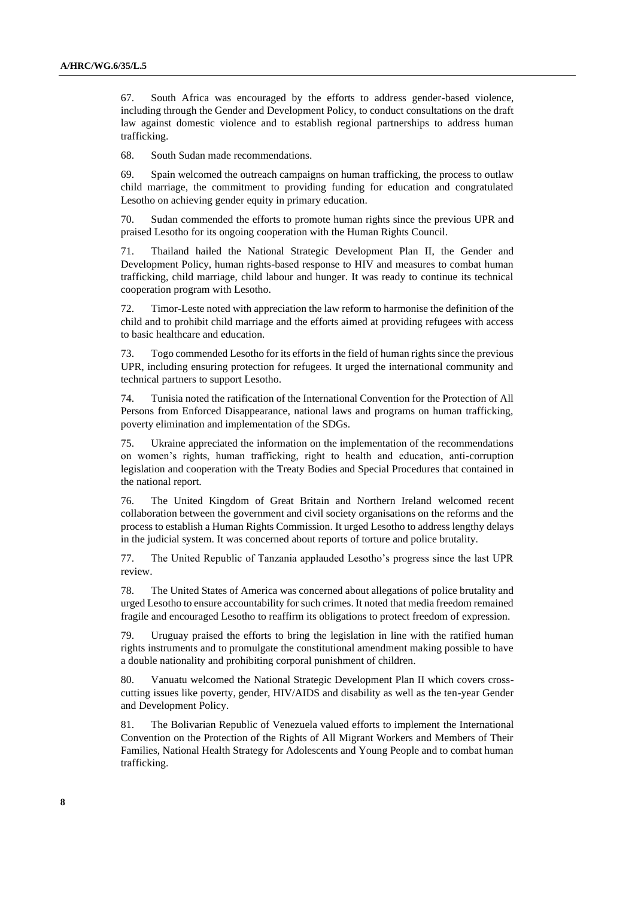67. South Africa was encouraged by the efforts to address gender-based violence, including through the Gender and Development Policy, to conduct consultations on the draft law against domestic violence and to establish regional partnerships to address human trafficking.

68. South Sudan made recommendations.

69. Spain welcomed the outreach campaigns on human trafficking, the process to outlaw child marriage, the commitment to providing funding for education and congratulated Lesotho on achieving gender equity in primary education.

70. Sudan commended the efforts to promote human rights since the previous UPR and praised Lesotho for its ongoing cooperation with the Human Rights Council.

71. Thailand hailed the National Strategic Development Plan II, the Gender and Development Policy, human rights-based response to HIV and measures to combat human trafficking, child marriage, child labour and hunger. It was ready to continue its technical cooperation program with Lesotho.

72. Timor-Leste noted with appreciation the law reform to harmonise the definition of the child and to prohibit child marriage and the efforts aimed at providing refugees with access to basic healthcare and education.

73. Togo commended Lesotho for its efforts in the field of human rights since the previous UPR, including ensuring protection for refugees. It urged the international community and technical partners to support Lesotho.

74. Tunisia noted the ratification of the International Convention for the Protection of All Persons from Enforced Disappearance, national laws and programs on human trafficking, poverty elimination and implementation of the SDGs.

75. Ukraine appreciated the information on the implementation of the recommendations on women's rights, human trafficking, right to health and education, anti-corruption legislation and cooperation with the Treaty Bodies and Special Procedures that contained in the national report.

76. The United Kingdom of Great Britain and Northern Ireland welcomed recent collaboration between the government and civil society organisations on the reforms and the process to establish a Human Rights Commission. It urged Lesotho to address lengthy delays in the judicial system. It was concerned about reports of torture and police brutality.

77. The United Republic of Tanzania applauded Lesotho's progress since the last UPR review.

78. The United States of America was concerned about allegations of police brutality and urged Lesotho to ensure accountability for such crimes. It noted that media freedom remained fragile and encouraged Lesotho to reaffirm its obligations to protect freedom of expression.

79. Uruguay praised the efforts to bring the legislation in line with the ratified human rights instruments and to promulgate the constitutional amendment making possible to have a double nationality and prohibiting corporal punishment of children.

80. Vanuatu welcomed the National Strategic Development Plan II which covers cross-cutting issues like poverty, gender, HIV/AIDS and disability as well as the ten-year Gender and Development Policy.

81. The Bolivarian Republic of Venezuela valued efforts to implement the International Convention on the Protection of the Rights of All Migrant Workers and Members of Their Families, National Health Strategy for Adolescents and Young People and to combat human trafficking.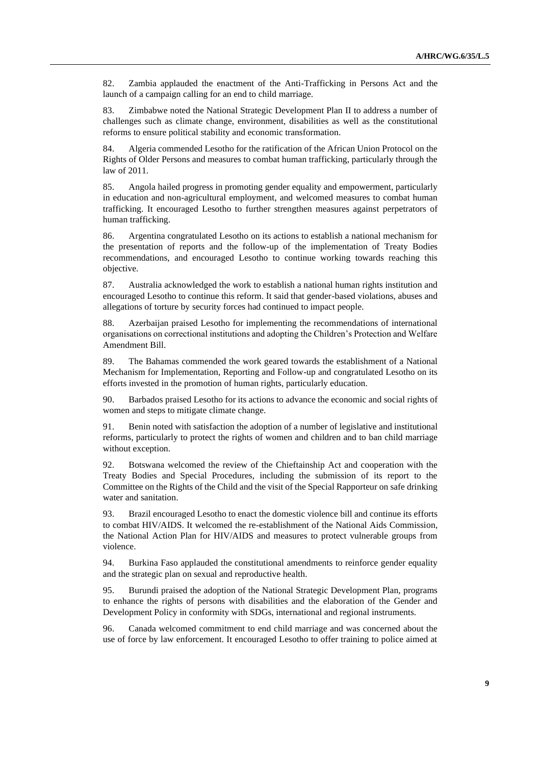82. Zambia applauded the enactment of the Anti-Trafficking in Persons Act and the launch of a campaign calling for an end to child marriage.

83. Zimbabwe noted the National Strategic Development Plan II to address a number of challenges such as climate change, environment, disabilities as well as the constitutional reforms to ensure political stability and economic transformation.

84. Algeria commended Lesotho for the ratification of the African Union Protocol on the Rights of Older Persons and measures to combat human trafficking, particularly through the law of 2011.

85. Angola hailed progress in promoting gender equality and empowerment, particularly in education and non-agricultural employment, and welcomed measures to combat human trafficking. It encouraged Lesotho to further strengthen measures against perpetrators of human trafficking.

86. Argentina congratulated Lesotho on its actions to establish a national mechanism for the presentation of reports and the follow-up of the implementation of Treaty Bodies recommendations, and encouraged Lesotho to continue working towards reaching this objective.

87. Australia acknowledged the work to establish a national human rights institution and encouraged Lesotho to continue this reform. It said that gender-based violations, abuses and allegations of torture by security forces had continued to impact people.

88. Azerbaijan praised Lesotho for implementing the recommendations of international organisations on correctional institutions and adopting the Children's Protection and Welfare Amendment Bill.

89. The Bahamas commended the work geared towards the establishment of a National Mechanism for Implementation, Reporting and Follow-up and congratulated Lesotho on its efforts invested in the promotion of human rights, particularly education.

90. Barbados praised Lesotho for its actions to advance the economic and social rights of women and steps to mitigate climate change.

91. Benin noted with satisfaction the adoption of a number of legislative and institutional reforms, particularly to protect the rights of women and children and to ban child marriage without exception.

92. Botswana welcomed the review of the Chieftainship Act and cooperation with the Treaty Bodies and Special Procedures, including the submission of its report to the Committee on the Rights of the Child and the visit of the Special Rapporteur on safe drinking water and sanitation.

93. Brazil encouraged Lesotho to enact the domestic violence bill and continue its efforts to combat HIV/AIDS. It welcomed the re-establishment of the National Aids Commission, the National Action Plan for HIV/AIDS and measures to protect vulnerable groups from violence.

94. Burkina Faso applauded the constitutional amendments to reinforce gender equality and the strategic plan on sexual and reproductive health.

95. Burundi praised the adoption of the National Strategic Development Plan, programs to enhance the rights of persons with disabilities and the elaboration of the Gender and Development Policy in conformity with SDGs, international and regional instruments.

96. Canada welcomed commitment to end child marriage and was concerned about the use of force by law enforcement. It encouraged Lesotho to offer training to police aimed at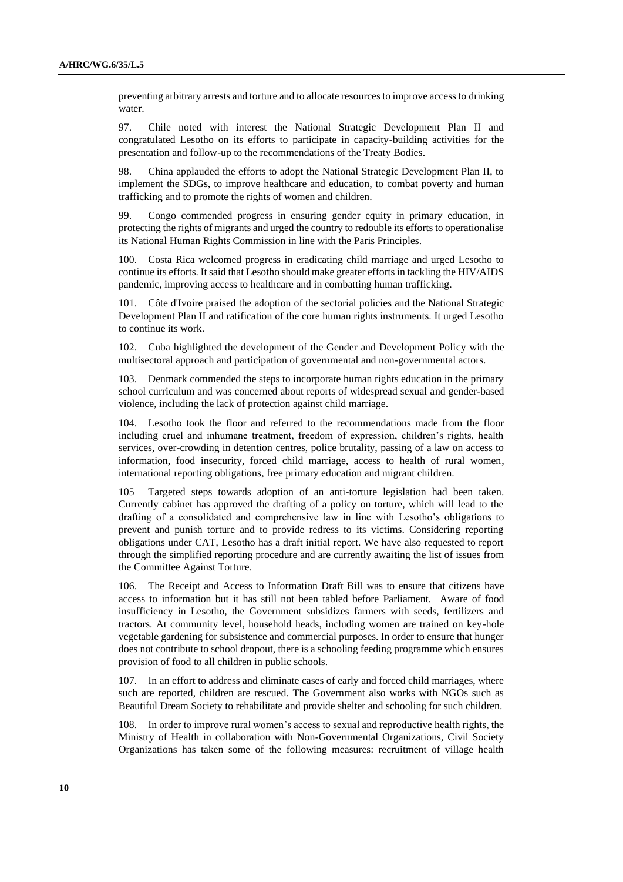preventing arbitrary arrests and torture and to allocate resources to improve access to drinking water.

97. Chile noted with interest the National Strategic Development Plan II and congratulated Lesotho on its efforts to participate in capacity-building activities for the presentation and follow-up to the recommendations of the Treaty Bodies.

98. China applauded the efforts to adopt the National Strategic Development Plan II, to implement the SDGs, to improve healthcare and education, to combat poverty and human trafficking and to promote the rights of women and children.

99. Congo commended progress in ensuring gender equity in primary education, in protecting the rights of migrants and urged the country to redouble its efforts to operationalise its National Human Rights Commission in line with the Paris Principles.

100. Costa Rica welcomed progress in eradicating child marriage and urged Lesotho to continue its efforts. It said that Lesotho should make greater efforts in tackling the HIV/AIDS pandemic, improving access to healthcare and in combatting human trafficking.

101. Côte d'Ivoire praised the adoption of the sectorial policies and the National Strategic Development Plan II and ratification of the core human rights instruments. It urged Lesotho to continue its work.

102. Cuba highlighted the development of the Gender and Development Policy with the multisectoral approach and participation of governmental and non-governmental actors.

103. Denmark commended the steps to incorporate human rights education in the primary school curriculum and was concerned about reports of widespread sexual and gender-based violence, including the lack of protection against child marriage.

104. Lesotho took the floor and referred to the recommendations made from the floor including cruel and inhumane treatment, freedom of expression, children's rights, health services, over-crowding in detention centres, police brutality, passing of a law on access to information, food insecurity, forced child marriage, access to health of rural women, international reporting obligations, free primary education and migrant children.

105 Targeted steps towards adoption of an anti-torture legislation had been taken. Currently cabinet has approved the drafting of a policy on torture, which will lead to the drafting of a consolidated and comprehensive law in line with Lesotho's obligations to prevent and punish torture and to provide redress to its victims. Considering reporting obligations under CAT, Lesotho has a draft initial report. We have also requested to report through the simplified reporting procedure and are currently awaiting the list of issues from the Committee Against Torture.

106. The Receipt and Access to Information Draft Bill was to ensure that citizens have access to information but it has still not been tabled before Parliament. Aware of food insufficiency in Lesotho, the Government subsidizes farmers with seeds, fertilizers and tractors. At community level, household heads, including women are trained on key-hole vegetable gardening for subsistence and commercial purposes. In order to ensure that hunger does not contribute to school dropout, there is a schooling feeding programme which ensures provision of food to all children in public schools.

107. In an effort to address and eliminate cases of early and forced child marriages, where such are reported, children are rescued. The Government also works with NGOs such as Beautiful Dream Society to rehabilitate and provide shelter and schooling for such children.

108. In order to improve rural women's access to sexual and reproductive health rights, the Ministry of Health in collaboration with Non-Governmental Organizations, Civil Society Organizations has taken some of the following measures: recruitment of village health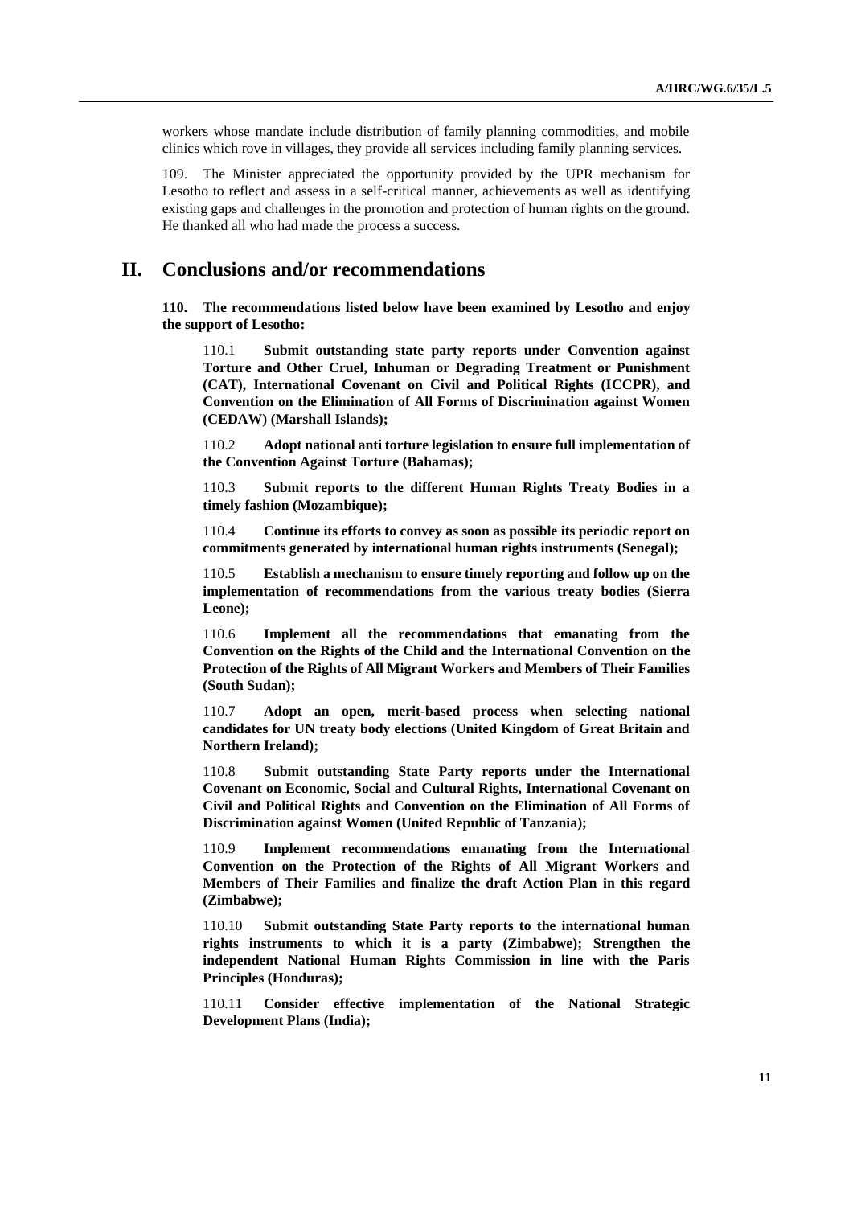workers whose mandate include distribution of family planning commodities, and mobile clinics which rove in villages, they provide all services including family planning services.

109. The Minister appreciated the opportunity provided by the UPR mechanism for Lesotho to reflect and assess in a self-critical manner, achievements as well as identifying existing gaps and challenges in the promotion and protection of human rights on the ground. He thanked all who had made the process a success.

# II. Conclusions and/or recommendations

**110. The recommendations listed below have been examined by Lesotho and enjoy the support of Lesotho:**

110.1 **Submit outstanding state party reports under Convention against Torture and Other Cruel, Inhuman or Degrading Treatment or Punishment (CAT), International Covenant on Civil and Political Rights (ICCPR), and Convention on the Elimination of All Forms of Discrimination against Women (CEDAW) (Marshall Islands);**

110.2 **Adopt national anti torture legislation to ensure full implementation of the Convention Against Torture (Bahamas);**

110.3 **Submit reports to the different Human Rights Treaty Bodies in a timely fashion (Mozambique);**

110.4 **Continue its efforts to convey as soon as possible its periodic report on commitments generated by international human rights instruments (Senegal);**

110.5 **Establish a mechanism to ensure timely reporting and follow up on the implementation of recommendations from the various treaty bodies (Sierra Leone);**

110.6 **Implement all the recommendations that emanating from the Convention on the Rights of the Child and the International Convention on the Protection of the Rights of All Migrant Workers and Members of Their Families (South Sudan);**

110.7 **Adopt an open, merit-based process when selecting national candidates for UN treaty body elections (United Kingdom of Great Britain and Northern Ireland);**

110.8 **Submit outstanding State Party reports under the International Covenant on Economic, Social and Cultural Rights, International Covenant on Civil and Political Rights and Convention on the Elimination of All Forms of Discrimination against Women (United Republic of Tanzania);**

110.9 **Implement recommendations emanating from the International Convention on the Protection of the Rights of All Migrant Workers and Members of Their Families and finalize the draft Action Plan in this regard (Zimbabwe);**

110.10 **Submit outstanding State Party reports to the international human rights instruments to which it is a party (Zimbabwe); Strengthen the independent National Human Rights Commission in line with the Paris Principles (Honduras);**

110.11 **Consider effective implementation of the National Strategic Development Plans (India);**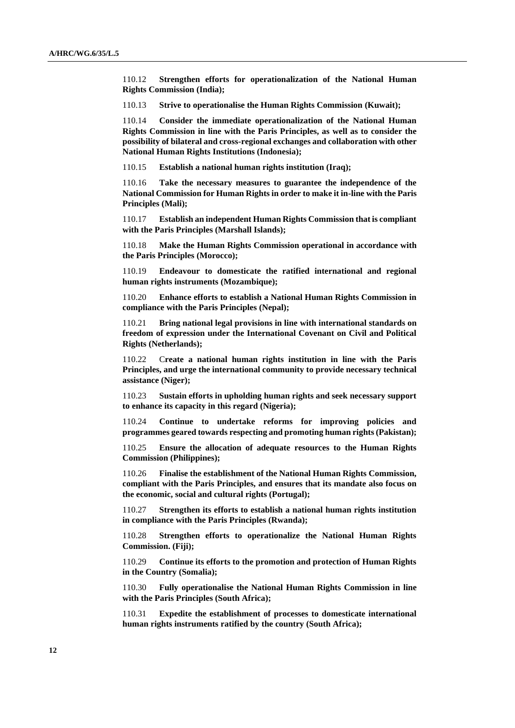110.12 **Strengthen efforts for operationalization of the National Human Rights Commission (India);**

110.13 **Strive to operationalise the Human Rights Commission (Kuwait);**

110.14 **Consider the immediate operationalization of the National Human Rights Commission in line with the Paris Principles, as well as to consider the possibility of bilateral and cross-regional exchanges and collaboration with other National Human Rights Institutions (Indonesia);**

110.15 **Establish a national human rights institution (Iraq);**

110.16 **Take the necessary measures to guarantee the independence of the National Commission for Human Rights in order to make it in-line with the Paris Principles (Mali);**

110.17 **Establish an independent Human Rights Commission that is compliant with the Paris Principles (Marshall Islands);**

110.18 **Make the Human Rights Commission operational in accordance with the Paris Principles (Morocco);**

110.19 **Endeavour to domesticate the ratified international and regional human rights instruments (Mozambique);**

110.20 **Enhance efforts to establish a National Human Rights Commission in compliance with the Paris Principles (Nepal);**

110.21 **Bring national legal provisions in line with international standards on freedom of expression under the International Covenant on Civil and Political Rights (Netherlands);**

110.22 C**reate a national human rights institution in line with the Paris Principles, and urge the international community to provide necessary technical assistance (Niger);**

110.23 **Sustain efforts in upholding human rights and seek necessary support to enhance its capacity in this regard (Nigeria);**

110.24 **Continue to undertake reforms for improving policies and programmes geared towards respecting and promoting human rights (Pakistan);**

110.25 **Ensure the allocation of adequate resources to the Human Rights Commission (Philippines);**

110.26 **Finalise the establishment of the National Human Rights Commission, compliant with the Paris Principles, and ensures that its mandate also focus on the economic, social and cultural rights (Portugal);**

110.27 **Strengthen its efforts to establish a national human rights institution in compliance with the Paris Principles (Rwanda);**

110.28 **Strengthen efforts to operationalize the National Human Rights Commission. (Fiji);**

110.29 **Continue its efforts to the promotion and protection of Human Rights in the Country (Somalia);**

110.30 **Fully operationalise the National Human Rights Commission in line with the Paris Principles (South Africa);**

110.31 **Expedite the establishment of processes to domesticate international human rights instruments ratified by the country (South Africa);**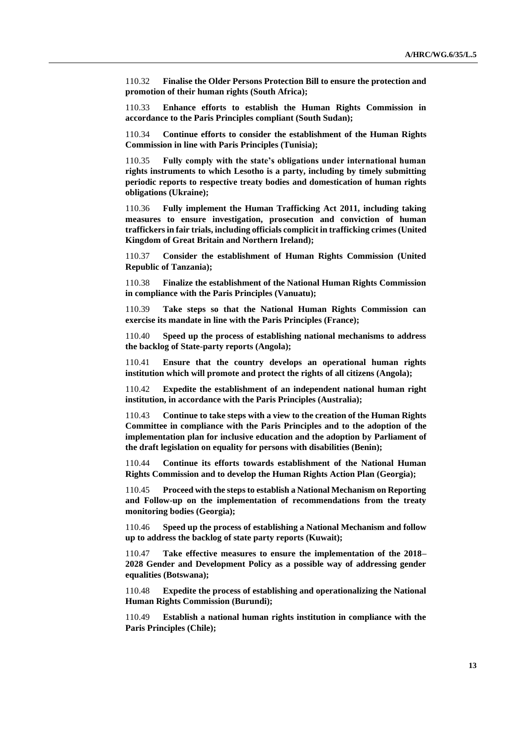110.32 **Finalise the Older Persons Protection Bill to ensure the protection and promotion of their human rights (South Africa);**

110.33 **Enhance efforts to establish the Human Rights Commission in accordance to the Paris Principles compliant (South Sudan);**

110.34 **Continue efforts to consider the establishment of the Human Rights Commission in line with Paris Principles (Tunisia);**

110.35 **Fully comply with the state's obligations under international human rights instruments to which Lesotho is a party, including by timely submitting periodic reports to respective treaty bodies and domestication of human rights obligations (Ukraine);**

110.36 **Fully implement the Human Trafficking Act 2011, including taking measures to ensure investigation, prosecution and conviction of human traffickers in fair trials, including officials complicit in trafficking crimes (United Kingdom of Great Britain and Northern Ireland);**

110.37 **Consider the establishment of Human Rights Commission (United Republic of Tanzania);**

110.38 **Finalize the establishment of the National Human Rights Commission in compliance with the Paris Principles (Vanuatu);**

110.39 **Take steps so that the National Human Rights Commission can exercise its mandate in line with the Paris Principles (France);**

110.40 **Speed up the process of establishing national mechanisms to address the backlog of State-party reports (Angola);**

110.41 **Ensure that the country develops an operational human rights institution which will promote and protect the rights of all citizens (Angola);**

110.42 **Expedite the establishment of an independent national human right institution, in accordance with the Paris Principles (Australia);**

110.43 **Continue to take steps with a view to the creation of the Human Rights Committee in compliance with the Paris Principles and to the adoption of the implementation plan for inclusive education and the adoption by Parliament of the draft legislation on equality for persons with disabilities (Benin);**

110.44 **Continue its efforts towards establishment of the National Human Rights Commission and to develop the Human Rights Action Plan (Georgia);**

110.45 **Proceed with the steps to establish a National Mechanism on Reporting and Follow-up on the implementation of recommendations from the treaty monitoring bodies (Georgia);**

110.46 **Speed up the process of establishing a National Mechanism and follow up to address the backlog of state party reports (Kuwait);**

110.47 **Take effective measures to ensure the implementation of the 2018–2028 Gender and Development Policy as a possible way of addressing gender equalities (Botswana);**

110.48 **Expedite the process of establishing and operationalizing the National Human Rights Commission (Burundi);**

110.49 **Establish a national human rights institution in compliance with the Paris Principles (Chile);**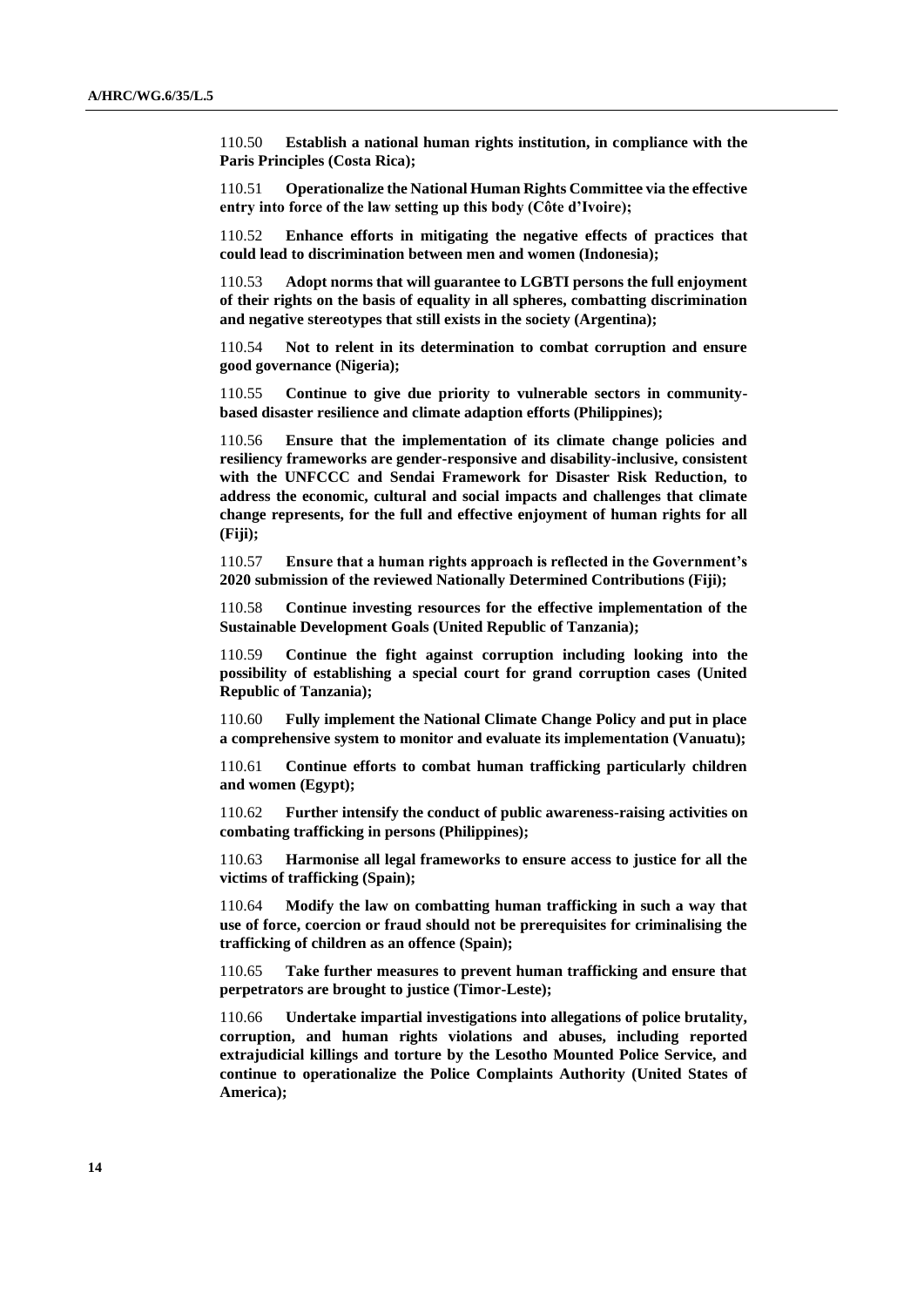110.50 **Establish a national human rights institution, in compliance with the Paris Principles (Costa Rica);**

110.51 **Operationalize the National Human Rights Committee via the effective entry into force of the law setting up this body (Côte d'Ivoire);**

110.52 **Enhance efforts in mitigating the negative effects of practices that could lead to discrimination between men and women (Indonesia);**

110.53 **Adopt norms that will guarantee to LGBTI persons the full enjoyment of their rights on the basis of equality in all spheres, combatting discrimination and negative stereotypes that still exists in the society (Argentina);**

110.54 **Not to relent in its determination to combat corruption and ensure good governance (Nigeria);**

110.55 **Continue to give due priority to vulnerable sectors in community-based disaster resilience and climate adaption efforts (Philippines);**

110.56 **Ensure that the implementation of its climate change policies and resiliency frameworks are gender-responsive and disability-inclusive, consistent with the UNFCCC and Sendai Framework for Disaster Risk Reduction, to address the economic, cultural and social impacts and challenges that climate change represents, for the full and effective enjoyment of human rights for all (Fiji);**

110.57 **Ensure that a human rights approach is reflected in the Government's 2020 submission of the reviewed Nationally Determined Contributions (Fiji);**

110.58 **Continue investing resources for the effective implementation of the Sustainable Development Goals (United Republic of Tanzania);**

110.59 **Continue the fight against corruption including looking into the possibility of establishing a special court for grand corruption cases (United Republic of Tanzania);**

110.60 **Fully implement the National Climate Change Policy and put in place a comprehensive system to monitor and evaluate its implementation (Vanuatu);**

110.61 **Continue efforts to combat human trafficking particularly children and women (Egypt);**

110.62 **Further intensify the conduct of public awareness-raising activities on combating trafficking in persons (Philippines);**

110.63 **Harmonise all legal frameworks to ensure access to justice for all the victims of trafficking (Spain);**

110.64 **Modify the law on combatting human trafficking in such a way that use of force, coercion or fraud should not be prerequisites for criminalising the trafficking of children as an offence (Spain);**

110.65 **Take further measures to prevent human trafficking and ensure that perpetrators are brought to justice (Timor-Leste);**

110.66 **Undertake impartial investigations into allegations of police brutality, corruption, and human rights violations and abuses, including reported extrajudicial killings and torture by the Lesotho Mounted Police Service, and continue to operationalize the Police Complaints Authority (United States of America);**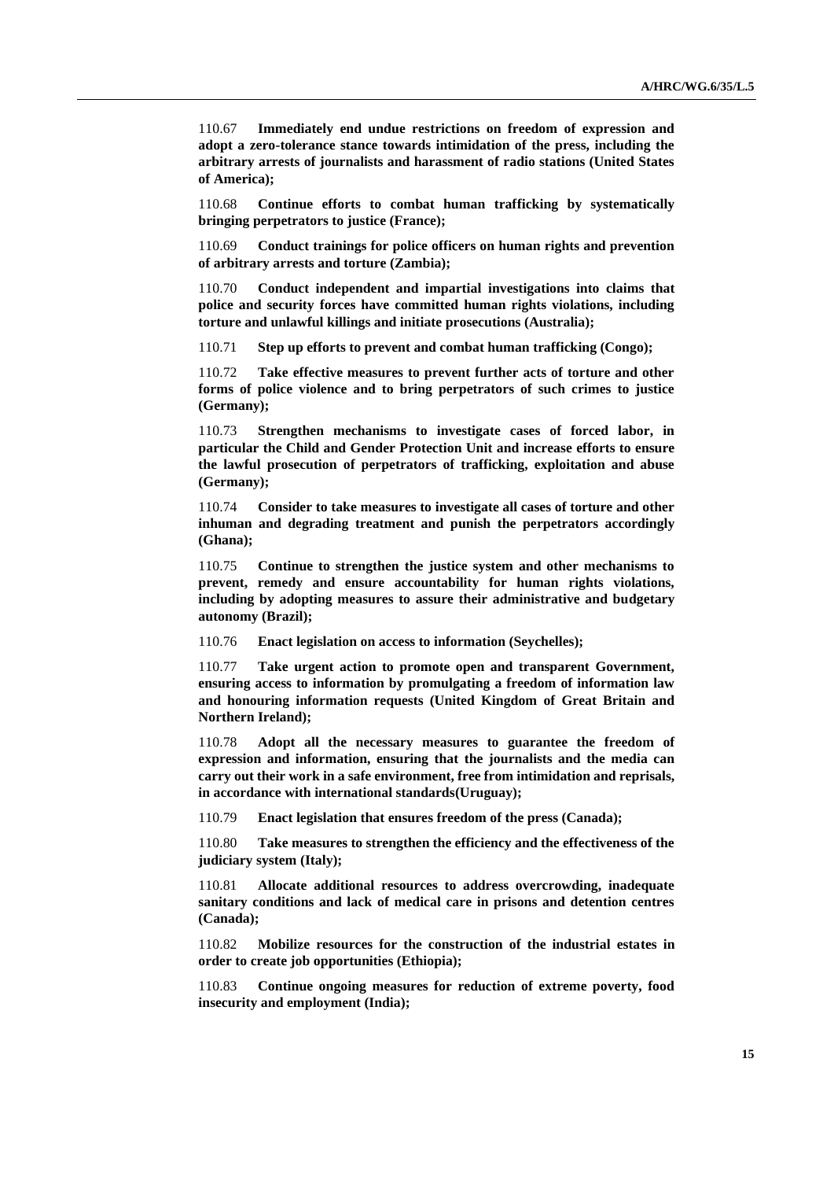110.67 **Immediately end undue restrictions on freedom of expression and adopt a zero-tolerance stance towards intimidation of the press, including the arbitrary arrests of journalists and harassment of radio stations (United States of America);**

110.68 **Continue efforts to combat human trafficking by systematically bringing perpetrators to justice (France);**

110.69 **Conduct trainings for police officers on human rights and prevention of arbitrary arrests and torture (Zambia);**

110.70 **Conduct independent and impartial investigations into claims that police and security forces have committed human rights violations, including torture and unlawful killings and initiate prosecutions (Australia);**

110.71 **Step up efforts to prevent and combat human trafficking (Congo);**

110.72 **Take effective measures to prevent further acts of torture and other forms of police violence and to bring perpetrators of such crimes to justice (Germany);**

110.73 **Strengthen mechanisms to investigate cases of forced labor, in particular the Child and Gender Protection Unit and increase efforts to ensure the lawful prosecution of perpetrators of trafficking, exploitation and abuse (Germany);**

110.74 **Consider to take measures to investigate all cases of torture and other inhuman and degrading treatment and punish the perpetrators accordingly (Ghana);**

110.75 **Continue to strengthen the justice system and other mechanisms to prevent, remedy and ensure accountability for human rights violations, including by adopting measures to assure their administrative and budgetary autonomy (Brazil);**

110.76 **Enact legislation on access to information (Seychelles);**

110.77 **Take urgent action to promote open and transparent Government, ensuring access to information by promulgating a freedom of information law and honouring information requests (United Kingdom of Great Britain and Northern Ireland);**

110.78 **Adopt all the necessary measures to guarantee the freedom of expression and information, ensuring that the journalists and the media can carry out their work in a safe environment, free from intimidation and reprisals, in accordance with international standards(Uruguay);**

110.79 **Enact legislation that ensures freedom of the press (Canada);**

110.80 **Take measures to strengthen the efficiency and the effectiveness of the judiciary system (Italy);**

110.81 **Allocate additional resources to address overcrowding, inadequate sanitary conditions and lack of medical care in prisons and detention centres (Canada);**

110.82 **Mobilize resources for the construction of the industrial estates in order to create job opportunities (Ethiopia);**

110.83 **Continue ongoing measures for reduction of extreme poverty, food insecurity and employment (India);**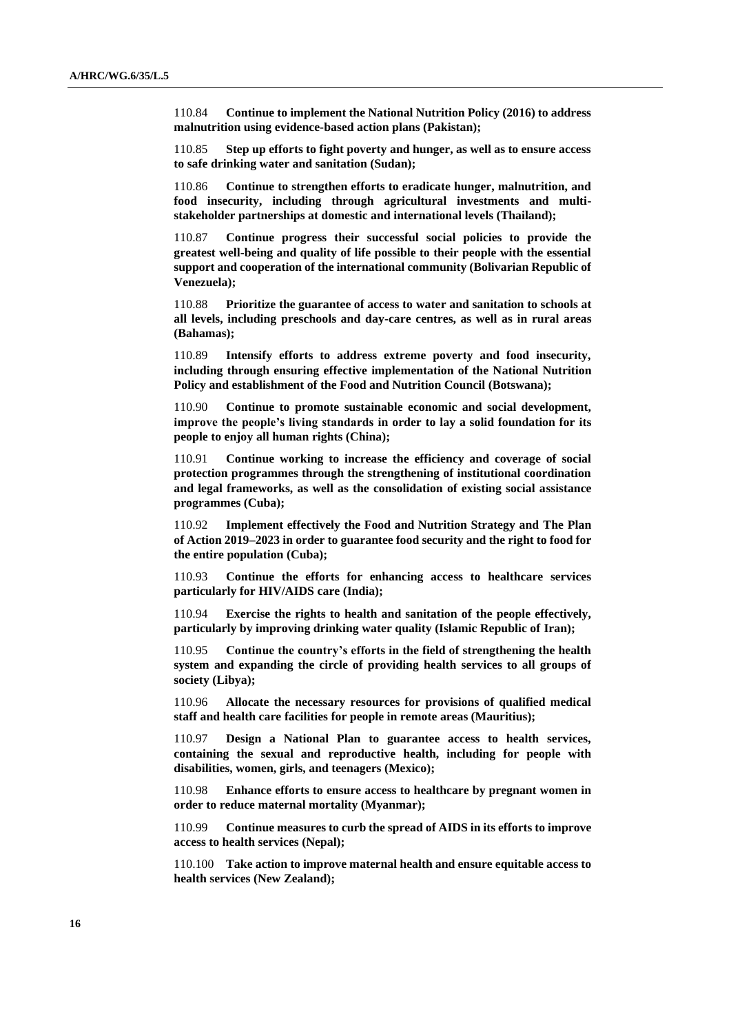110.84 **Continue to implement the National Nutrition Policy (2016) to address malnutrition using evidence-based action plans (Pakistan);**

110.85 **Step up efforts to fight poverty and hunger, as well as to ensure access to safe drinking water and sanitation (Sudan);**

110.86 **Continue to strengthen efforts to eradicate hunger, malnutrition, and food insecurity, including through agricultural investments and multi-stakeholder partnerships at domestic and international levels (Thailand);**

110.87 **Continue progress their successful social policies to provide the greatest well-being and quality of life possible to their people with the essential support and cooperation of the international community (Bolivarian Republic of Venezuela);**

110.88 **Prioritize the guarantee of access to water and sanitation to schools at all levels, including preschools and day-care centres, as well as in rural areas (Bahamas);**

110.89 **Intensify efforts to address extreme poverty and food insecurity, including through ensuring effective implementation of the National Nutrition Policy and establishment of the Food and Nutrition Council (Botswana);**

110.90 **Continue to promote sustainable economic and social development, improve the people's living standards in order to lay a solid foundation for its people to enjoy all human rights (China);**

110.91 **Continue working to increase the efficiency and coverage of social protection programmes through the strengthening of institutional coordination and legal frameworks, as well as the consolidation of existing social assistance programmes (Cuba);**

110.92 **Implement effectively the Food and Nutrition Strategy and The Plan of Action 2019–2023 in order to guarantee food security and the right to food for the entire population (Cuba);**

110.93 **Continue the efforts for enhancing access to healthcare services particularly for HIV/AIDS care (India);**

110.94 **Exercise the rights to health and sanitation of the people effectively, particularly by improving drinking water quality (Islamic Republic of Iran);**

110.95 **Continue the country's efforts in the field of strengthening the health system and expanding the circle of providing health services to all groups of society (Libya);**

110.96 **Allocate the necessary resources for provisions of qualified medical staff and health care facilities for people in remote areas (Mauritius);**

110.97 **Design a National Plan to guarantee access to health services, containing the sexual and reproductive health, including for people with disabilities, women, girls, and teenagers (Mexico);**

110.98 **Enhance efforts to ensure access to healthcare by pregnant women in order to reduce maternal mortality (Myanmar);**

110.99 **Continue measures to curb the spread of AIDS in its efforts to improve access to health services (Nepal);**

110.100 **Take action to improve maternal health and ensure equitable access to health services (New Zealand);**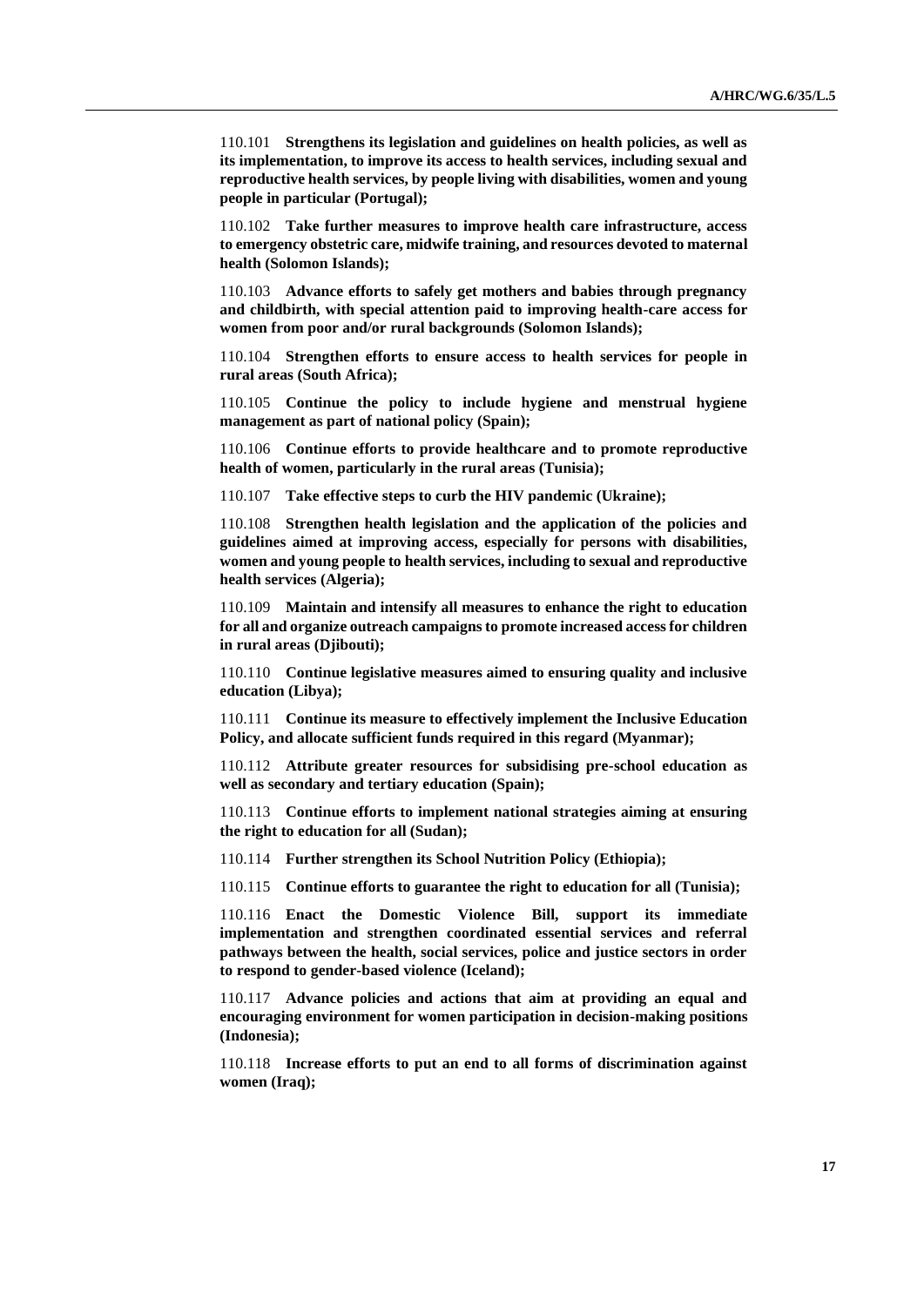110.101 **Strengthens its legislation and guidelines on health policies, as well as its implementation, to improve its access to health services, including sexual and reproductive health services, by people living with disabilities, women and young people in particular (Portugal);**

110.102 **Take further measures to improve health care infrastructure, access to emergency obstetric care, midwife training, and resources devoted to maternal health (Solomon Islands);**

110.103 **Advance efforts to safely get mothers and babies through pregnancy and childbirth, with special attention paid to improving health-care access for women from poor and/or rural backgrounds (Solomon Islands);**

110.104 **Strengthen efforts to ensure access to health services for people in rural areas (South Africa);**

110.105 **Continue the policy to include hygiene and menstrual hygiene management as part of national policy (Spain);**

110.106 **Continue efforts to provide healthcare and to promote reproductive health of women, particularly in the rural areas (Tunisia);**

110.107 **Take effective steps to curb the HIV pandemic (Ukraine);**

110.108 **Strengthen health legislation and the application of the policies and guidelines aimed at improving access, especially for persons with disabilities, women and young people to health services, including to sexual and reproductive health services (Algeria);**

110.109 **Maintain and intensify all measures to enhance the right to education for all and organize outreach campaigns to promote increased access for children in rural areas (Djibouti);**

110.110 **Continue legislative measures aimed to ensuring quality and inclusive education (Libya);**

110.111 **Continue its measure to effectively implement the Inclusive Education Policy, and allocate sufficient funds required in this regard (Myanmar);**

110.112 **Attribute greater resources for subsidising pre-school education as well as secondary and tertiary education (Spain);**

110.113 **Continue efforts to implement national strategies aiming at ensuring the right to education for all (Sudan);**

110.114 **Further strengthen its School Nutrition Policy (Ethiopia);**

110.115 **Continue efforts to guarantee the right to education for all (Tunisia);**

110.116 **Enact the Domestic Violence Bill, support its immediate implementation and strengthen coordinated essential services and referral pathways between the health, social services, police and justice sectors in order to respond to gender-based violence (Iceland);**

110.117 **Advance policies and actions that aim at providing an equal and encouraging environment for women participation in decision-making positions (Indonesia);**

110.118 **Increase efforts to put an end to all forms of discrimination against women (Iraq);**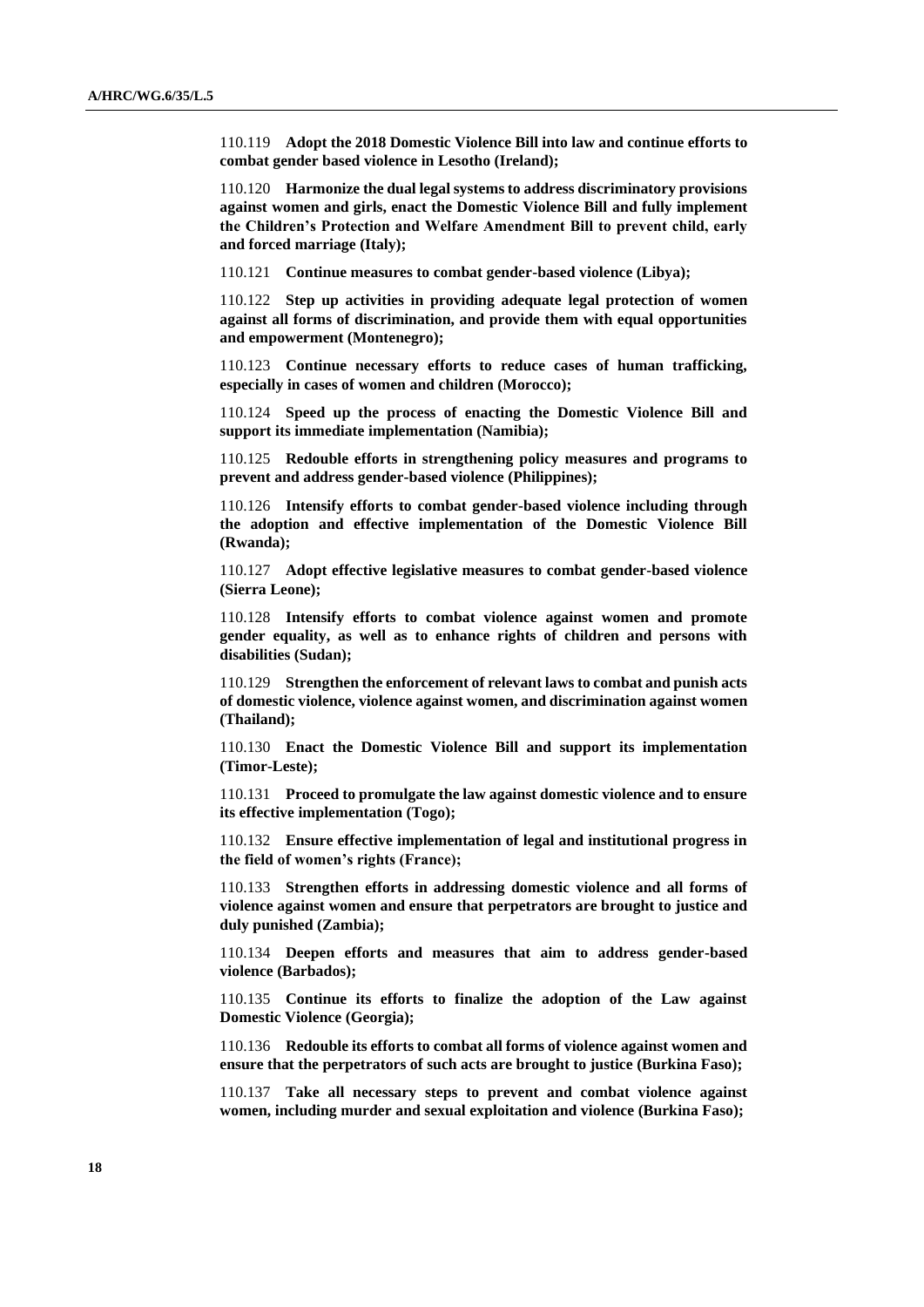110.119 **Adopt the 2018 Domestic Violence Bill into law and continue efforts to combat gender based violence in Lesotho (Ireland);**

110.120 **Harmonize the dual legal systems to address discriminatory provisions against women and girls, enact the Domestic Violence Bill and fully implement the Children's Protection and Welfare Amendment Bill to prevent child, early and forced marriage (Italy);**

110.121 **Continue measures to combat gender-based violence (Libya);**

110.122 **Step up activities in providing adequate legal protection of women against all forms of discrimination, and provide them with equal opportunities and empowerment (Montenegro);**

110.123 **Continue necessary efforts to reduce cases of human trafficking, especially in cases of women and children (Morocco);**

110.124 **Speed up the process of enacting the Domestic Violence Bill and support its immediate implementation (Namibia);**

110.125 **Redouble efforts in strengthening policy measures and programs to prevent and address gender-based violence (Philippines);**

110.126 **Intensify efforts to combat gender-based violence including through the adoption and effective implementation of the Domestic Violence Bill (Rwanda);**

110.127 **Adopt effective legislative measures to combat gender-based violence (Sierra Leone);**

110.128 **Intensify efforts to combat violence against women and promote gender equality, as well as to enhance rights of children and persons with disabilities (Sudan);**

110.129 **Strengthen the enforcement of relevant laws to combat and punish acts of domestic violence, violence against women, and discrimination against women (Thailand);**

110.130 **Enact the Domestic Violence Bill and support its implementation (Timor-Leste);**

110.131 **Proceed to promulgate the law against domestic violence and to ensure its effective implementation (Togo);**

110.132 **Ensure effective implementation of legal and institutional progress in the field of women's rights (France);**

110.133 **Strengthen efforts in addressing domestic violence and all forms of violence against women and ensure that perpetrators are brought to justice and duly punished (Zambia);**

110.134 **Deepen efforts and measures that aim to address gender-based violence (Barbados);**

110.135 **Continue its efforts to finalize the adoption of the Law against Domestic Violence (Georgia);**

110.136 **Redouble its efforts to combat all forms of violence against women and ensure that the perpetrators of such acts are brought to justice (Burkina Faso);**

110.137 **Take all necessary steps to prevent and combat violence against women, including murder and sexual exploitation and violence (Burkina Faso);**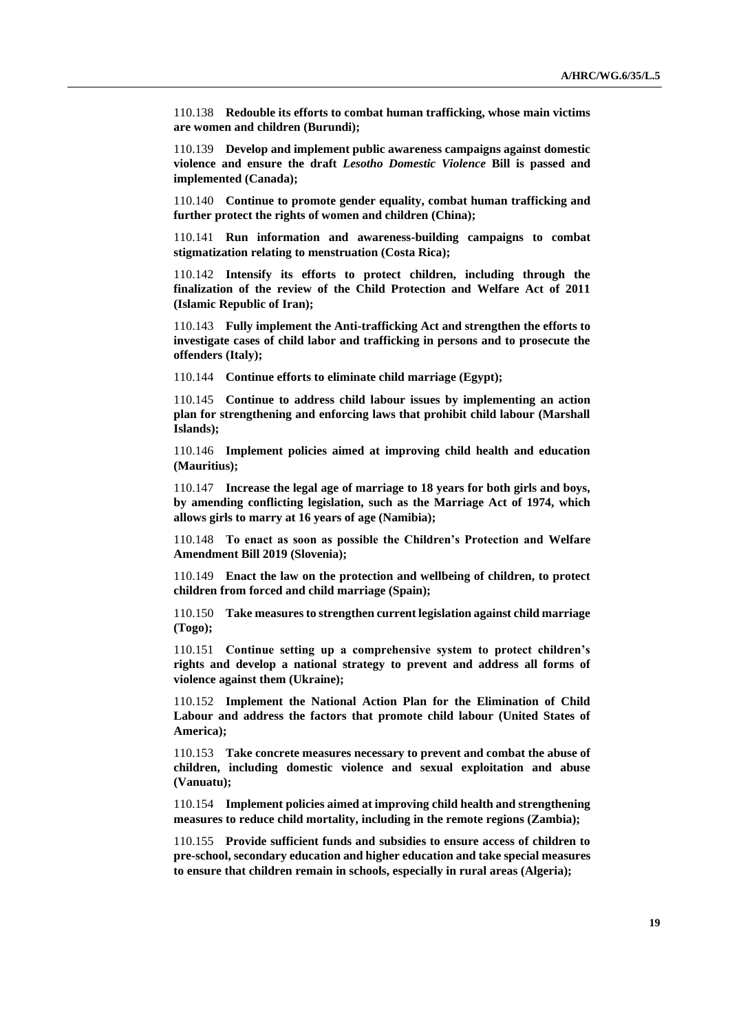110.138 **Redouble its efforts to combat human trafficking, whose main victims are women and children (Burundi);**

110.139 **Develop and implement public awareness campaigns against domestic violence and ensure the draft *Lesotho Domestic Violence* Bill is passed and implemented (Canada);**

110.140 **Continue to promote gender equality, combat human trafficking and further protect the rights of women and children (China);**

110.141 **Run information and awareness-building campaigns to combat stigmatization relating to menstruation (Costa Rica);**

110.142 **Intensify its efforts to protect children, including through the finalization of the review of the Child Protection and Welfare Act of 2011 (Islamic Republic of Iran);**

110.143 **Fully implement the Anti-trafficking Act and strengthen the efforts to investigate cases of child labor and trafficking in persons and to prosecute the offenders (Italy);**

110.144 **Continue efforts to eliminate child marriage (Egypt);**

110.145 **Continue to address child labour issues by implementing an action plan for strengthening and enforcing laws that prohibit child labour (Marshall Islands);**

110.146 **Implement policies aimed at improving child health and education (Mauritius);**

110.147 **Increase the legal age of marriage to 18 years for both girls and boys, by amending conflicting legislation, such as the Marriage Act of 1974, which allows girls to marry at 16 years of age (Namibia);**

110.148 **To enact as soon as possible the Children's Protection and Welfare Amendment Bill 2019 (Slovenia);**

110.149 **Enact the law on the protection and wellbeing of children, to protect children from forced and child marriage (Spain);**

110.150 **Take measures to strengthen current legislation against child marriage (Togo);**

110.151 **Continue setting up a comprehensive system to protect children's rights and develop a national strategy to prevent and address all forms of violence against them (Ukraine);**

110.152 **Implement the National Action Plan for the Elimination of Child Labour and address the factors that promote child labour (United States of America);**

110.153 **Take concrete measures necessary to prevent and combat the abuse of children, including domestic violence and sexual exploitation and abuse (Vanuatu);**

110.154 **Implement policies aimed at improving child health and strengthening measures to reduce child mortality, including in the remote regions (Zambia);**

110.155 **Provide sufficient funds and subsidies to ensure access of children to pre-school, secondary education and higher education and take special measures to ensure that children remain in schools, especially in rural areas (Algeria);**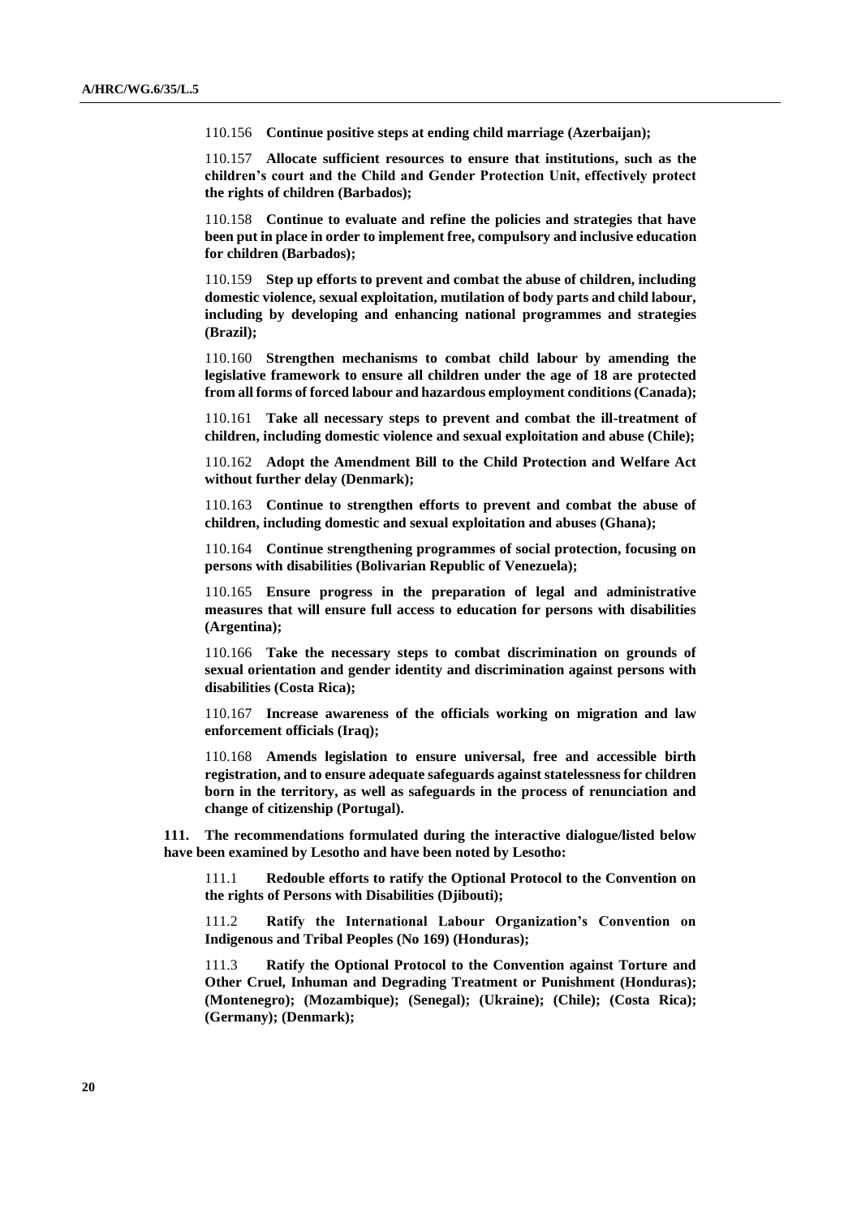110.156 **Continue positive steps at ending child marriage (Azerbaijan);**

110.157 **Allocate sufficient resources to ensure that institutions, such as the children's court and the Child and Gender Protection Unit, effectively protect the rights of children (Barbados);**

110.158 **Continue to evaluate and refine the policies and strategies that have been put in place in order to implement free, compulsory and inclusive education for children (Barbados);**

110.159 **Step up efforts to prevent and combat the abuse of children, including domestic violence, sexual exploitation, mutilation of body parts and child labour, including by developing and enhancing national programmes and strategies (Brazil);**

110.160 **Strengthen mechanisms to combat child labour by amending the legislative framework to ensure all children under the age of 18 are protected from all forms of forced labour and hazardous employment conditions (Canada);**

110.161 **Take all necessary steps to prevent and combat the ill-treatment of children, including domestic violence and sexual exploitation and abuse (Chile);**

110.162 **Adopt the Amendment Bill to the Child Protection and Welfare Act without further delay (Denmark);**

110.163 **Continue to strengthen efforts to prevent and combat the abuse of children, including domestic and sexual exploitation and abuses (Ghana);**

110.164 **Continue strengthening programmes of social protection, focusing on persons with disabilities (Bolivarian Republic of Venezuela);**

110.165 **Ensure progress in the preparation of legal and administrative measures that will ensure full access to education for persons with disabilities (Argentina);**

110.166 **Take the necessary steps to combat discrimination on grounds of sexual orientation and gender identity and discrimination against persons with disabilities (Costa Rica);**

110.167 **Increase awareness of the officials working on migration and law enforcement officials (Iraq);**

110.168 **Amends legislation to ensure universal, free and accessible birth registration, and to ensure adequate safeguards against statelessness for children born in the territory, as well as safeguards in the process of renunciation and change of citizenship (Portugal).**

**111. The recommendations formulated during the interactive dialogue/listed below have been examined by Lesotho and have been noted by Lesotho:**

111.1 **Redouble efforts to ratify the Optional Protocol to the Convention on the rights of Persons with Disabilities (Djibouti);**

111.2 **Ratify the International Labour Organization's Convention on Indigenous and Tribal Peoples (No 169) (Honduras);**

111.3 **Ratify the Optional Protocol to the Convention against Torture and Other Cruel, Inhuman and Degrading Treatment or Punishment (Honduras); (Montenegro); (Mozambique); (Senegal); (Ukraine); (Chile); (Costa Rica); (Germany); (Denmark);**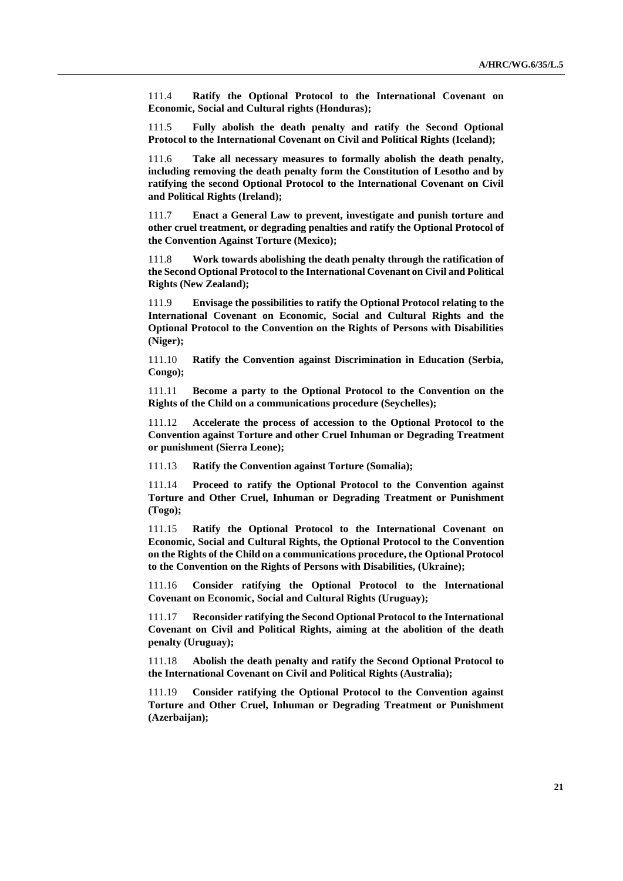111.4 **Ratify the Optional Protocol to the International Covenant on Economic, Social and Cultural rights (Honduras);**

111.5 **Fully abolish the death penalty and ratify the Second Optional Protocol to the International Covenant on Civil and Political Rights (Iceland);**

111.6 **Take all necessary measures to formally abolish the death penalty, including removing the death penalty form the Constitution of Lesotho and by ratifying the second Optional Protocol to the International Covenant on Civil and Political Rights (Ireland);**

111.7 **Enact a General Law to prevent, investigate and punish torture and other cruel treatment, or degrading penalties and ratify the Optional Protocol of the Convention Against Torture (Mexico);**

111.8 **Work towards abolishing the death penalty through the ratification of the Second Optional Protocol to the International Covenant on Civil and Political Rights (New Zealand);**

111.9 **Envisage the possibilities to ratify the Optional Protocol relating to the International Covenant on Economic, Social and Cultural Rights and the Optional Protocol to the Convention on the Rights of Persons with Disabilities (Niger);**

111.10 **Ratify the Convention against Discrimination in Education (Serbia, Congo);**

111.11 **Become a party to the Optional Protocol to the Convention on the Rights of the Child on a communications procedure (Seychelles);**

111.12 **Accelerate the process of accession to the Optional Protocol to the Convention against Torture and other Cruel Inhuman or Degrading Treatment or punishment (Sierra Leone);**

111.13 **Ratify the Convention against Torture (Somalia);**

111.14 **Proceed to ratify the Optional Protocol to the Convention against Torture and Other Cruel, Inhuman or Degrading Treatment or Punishment (Togo);**

111.15 **Ratify the Optional Protocol to the International Covenant on Economic, Social and Cultural Rights, the Optional Protocol to the Convention on the Rights of the Child on a communications procedure, the Optional Protocol to the Convention on the Rights of Persons with Disabilities, (Ukraine);**

111.16 **Consider ratifying the Optional Protocol to the International Covenant on Economic, Social and Cultural Rights (Uruguay);**

111.17 **Reconsider ratifying the Second Optional Protocol to the International Covenant on Civil and Political Rights, aiming at the abolition of the death penalty (Uruguay);**

111.18 **Abolish the death penalty and ratify the Second Optional Protocol to the International Covenant on Civil and Political Rights (Australia);**

111.19 **Consider ratifying the Optional Protocol to the Convention against Torture and Other Cruel, Inhuman or Degrading Treatment or Punishment (Azerbaijan);**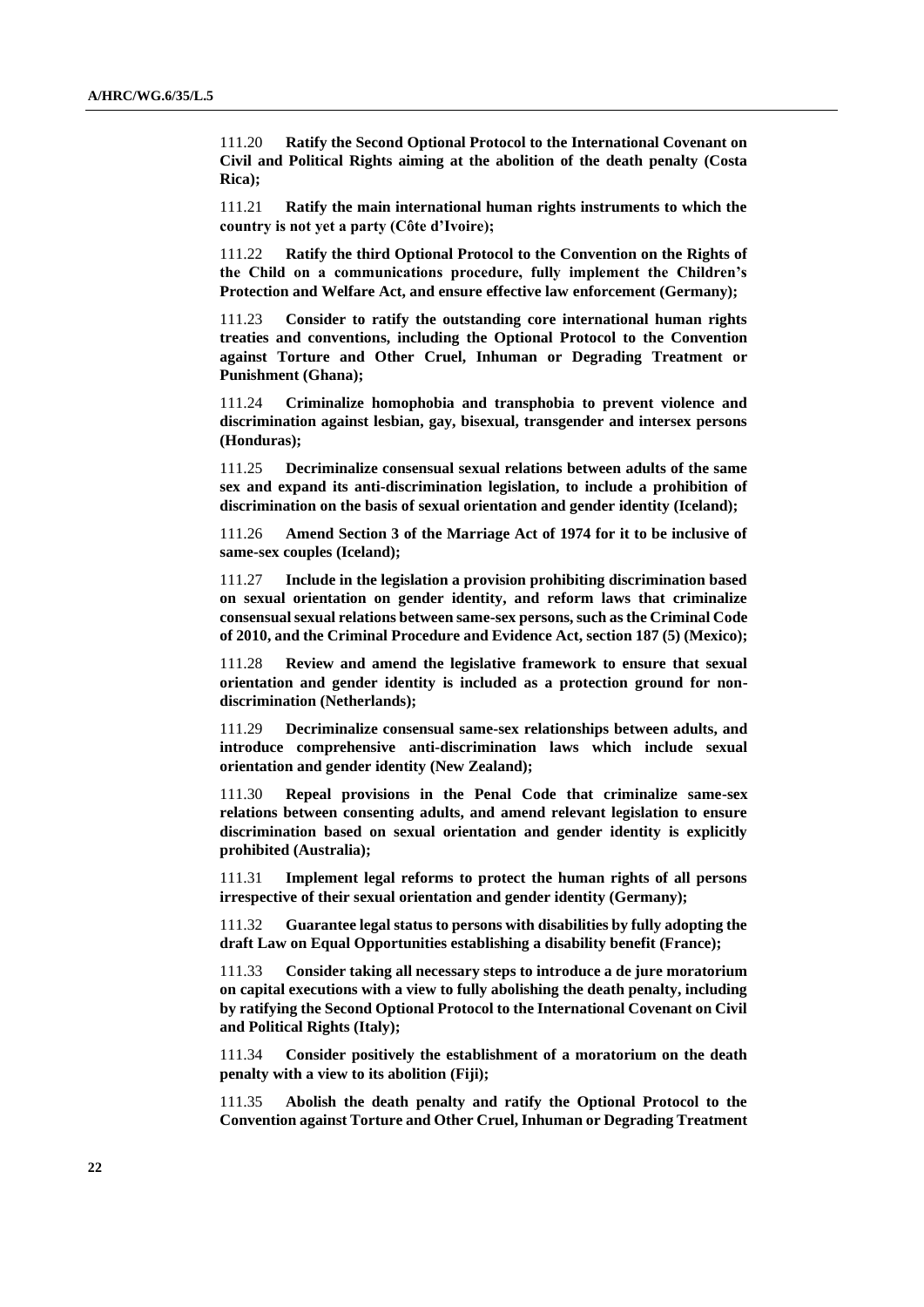111.20 **Ratify the Second Optional Protocol to the International Covenant on Civil and Political Rights aiming at the abolition of the death penalty (Costa Rica);**

111.21 **Ratify the main international human rights instruments to which the country is not yet a party (Côte d'Ivoire);**

111.22 **Ratify the third Optional Protocol to the Convention on the Rights of the Child on a communications procedure, fully implement the Children's Protection and Welfare Act, and ensure effective law enforcement (Germany);**

111.23 **Consider to ratify the outstanding core international human rights treaties and conventions, including the Optional Protocol to the Convention against Torture and Other Cruel, Inhuman or Degrading Treatment or Punishment (Ghana);**

111.24 **Criminalize homophobia and transphobia to prevent violence and discrimination against lesbian, gay, bisexual, transgender and intersex persons (Honduras);**

111.25 **Decriminalize consensual sexual relations between adults of the same sex and expand its anti-discrimination legislation, to include a prohibition of discrimination on the basis of sexual orientation and gender identity (Iceland);**

111.26 **Amend Section 3 of the Marriage Act of 1974 for it to be inclusive of same-sex couples (Iceland);**

111.27 **Include in the legislation a provision prohibiting discrimination based on sexual orientation on gender identity, and reform laws that criminalize consensual sexual relations between same-sex persons, such as the Criminal Code of 2010, and the Criminal Procedure and Evidence Act, section 187 (5) (Mexico);**

111.28 **Review and amend the legislative framework to ensure that sexual orientation and gender identity is included as a protection ground for non-discrimination (Netherlands);**

111.29 **Decriminalize consensual same-sex relationships between adults, and introduce comprehensive anti-discrimination laws which include sexual orientation and gender identity (New Zealand);**

111.30 **Repeal provisions in the Penal Code that criminalize same-sex relations between consenting adults, and amend relevant legislation to ensure discrimination based on sexual orientation and gender identity is explicitly prohibited (Australia);**

111.31 **Implement legal reforms to protect the human rights of all persons irrespective of their sexual orientation and gender identity (Germany);**

111.32 **Guarantee legal status to persons with disabilities by fully adopting the draft Law on Equal Opportunities establishing a disability benefit (France);**

111.33 **Consider taking all necessary steps to introduce a de jure moratorium on capital executions with a view to fully abolishing the death penalty, including by ratifying the Second Optional Protocol to the International Covenant on Civil and Political Rights (Italy);**

111.34 **Consider positively the establishment of a moratorium on the death penalty with a view to its abolition (Fiji);**

111.35 **Abolish the death penalty and ratify the Optional Protocol to the Convention against Torture and Other Cruel, Inhuman or Degrading Treatment**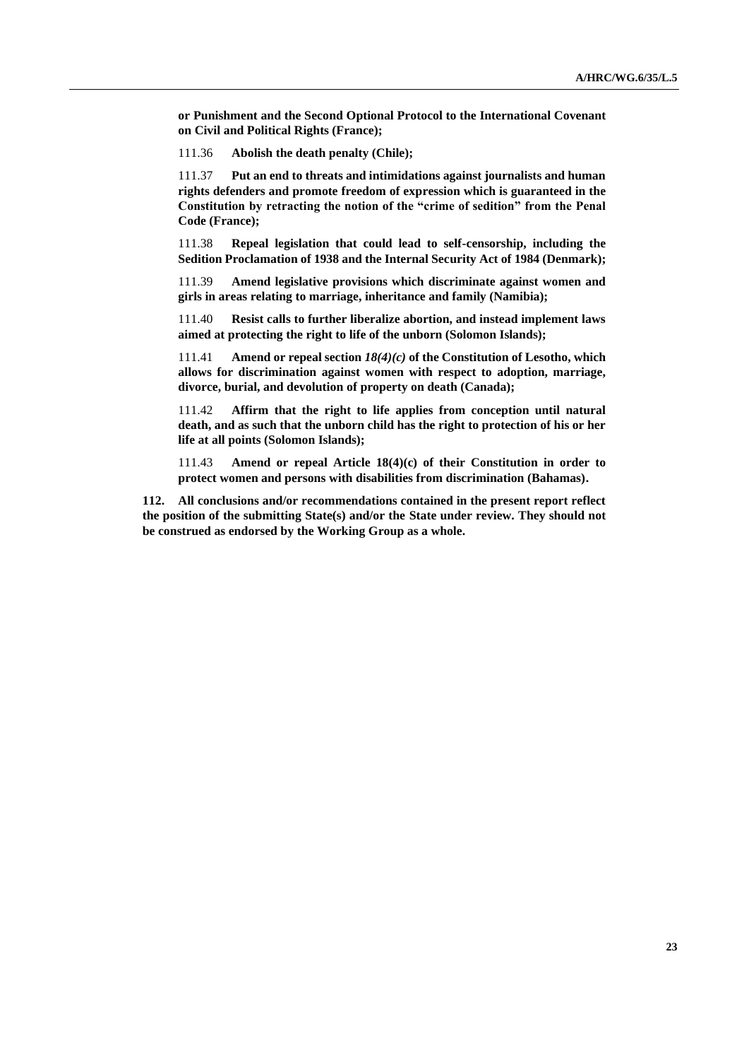**or Punishment and the Second Optional Protocol to the International Covenant on Civil and Political Rights (France);**

111.36 **Abolish the death penalty (Chile);**

111.37 **Put an end to threats and intimidations against journalists and human rights defenders and promote freedom of expression which is guaranteed in the Constitution by retracting the notion of the "crime of sedition" from the Penal Code (France);**

111.38 **Repeal legislation that could lead to self-censorship, including the Sedition Proclamation of 1938 and the Internal Security Act of 1984 (Denmark);**

111.39 **Amend legislative provisions which discriminate against women and girls in areas relating to marriage, inheritance and family (Namibia);**

111.40 **Resist calls to further liberalize abortion, and instead implement laws aimed at protecting the right to life of the unborn (Solomon Islands);**

111.41 **Amend or repeal section *18(4)(c)* of the Constitution of Lesotho, which allows for discrimination against women with respect to adoption, marriage, divorce, burial, and devolution of property on death (Canada);**

111.42 **Affirm that the right to life applies from conception until natural death, and as such that the unborn child has the right to protection of his or her life at all points (Solomon Islands);**

111.43 **Amend or repeal Article 18(4)(c) of their Constitution in order to protect women and persons with disabilities from discrimination (Bahamas).**

**112. All conclusions and/or recommendations contained in the present report reflect the position of the submitting State(s) and/or the State under review. They should not be construed as endorsed by the Working Group as a whole.**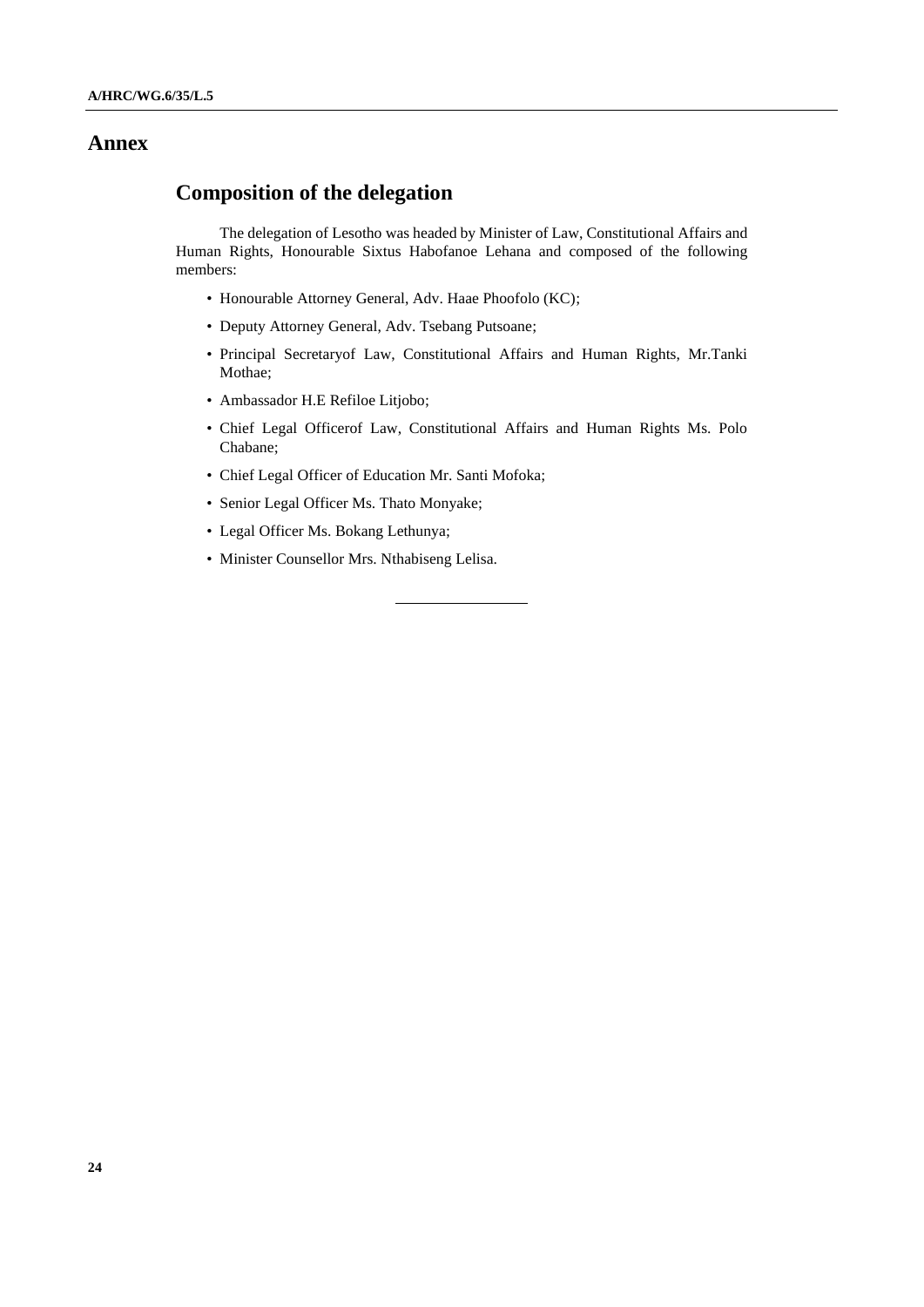# Annex

## Composition of the delegation

The delegation of Lesotho was headed by Minister of Law, Constitutional Affairs and Human Rights, Honourable Sixtus Habofanoe Lehana and composed of the following members:

- Honourable Attorney General, Adv. Haae Phoofolo (KC);
- Deputy Attorney General, Adv. Tsebang Putsoane;
- Principal Secretaryof Law, Constitutional Affairs and Human Rights, Mr.Tanki Mothae;
- Ambassador H.E Refiloe Litjobo;
- Chief Legal Officerof Law, Constitutional Affairs and Human Rights Ms. Polo Chabane;
- Chief Legal Officer of Education Mr. Santi Mofoka;
- Senior Legal Officer Ms. Thato Monyake;
- Legal Officer Ms. Bokang Lethunya;
- Minister Counsellor Mrs. Nthabiseng Lelisa.